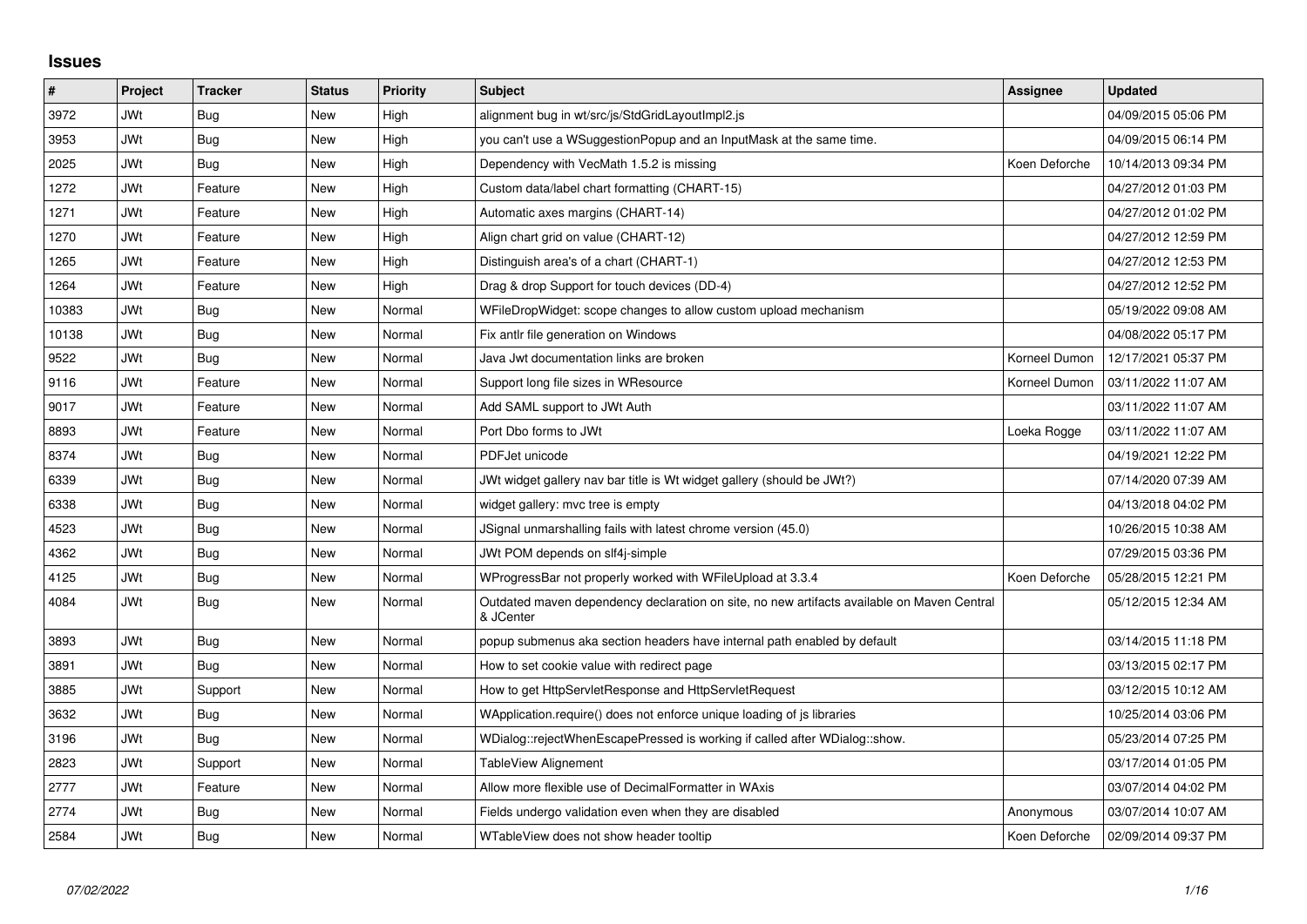# Issues

| # | Project | Tracker | Status | Priority | Subject | Assignee | Updated |
|---|---|---|---|---|---|---|---|
| 3972 | JWt | Bug | New | High | alignment bug in wt/src/js/StdGridLayoutImpl2.js | | 04/09/2015 05:06 PM |
| 3953 | JWt | Bug | New | High | you can't use a WSuggestionPopup and an InputMask at the same time. | | 04/09/2015 06:14 PM |
| 2025 | JWt | Bug | New | High | Dependency with VecMath 1.5.2 is missing | Koen Deforche | 10/14/2013 09:34 PM |
| 1272 | JWt | Feature | New | High | Custom data/label chart formatting (CHART-15) | | 04/27/2012 01:03 PM |
| 1271 | JWt | Feature | New | High | Automatic axes margins (CHART-14) | | 04/27/2012 01:02 PM |
| 1270 | JWt | Feature | New | High | Align chart grid on value (CHART-12) | | 04/27/2012 12:59 PM |
| 1265 | JWt | Feature | New | High | Distinguish area's of a chart (CHART-1) | | 04/27/2012 12:53 PM |
| 1264 | JWt | Feature | New | High | Drag & drop Support for touch devices (DD-4) | | 04/27/2012 12:52 PM |
| 10383 | JWt | Bug | New | Normal | WFileDropWidget: scope changes to allow custom upload mechanism | | 05/19/2022 09:08 AM |
| 10138 | JWt | Bug | New | Normal | Fix antlr file generation on Windows | | 04/08/2022 05:17 PM |
| 9522 | JWt | Bug | New | Normal | Java Jwt documentation links are broken | Korneel Dumon | 12/17/2021 05:37 PM |
| 9116 | JWt | Feature | New | Normal | Support long file sizes in WResource | Korneel Dumon | 03/11/2022 11:07 AM |
| 9017 | JWt | Feature | New | Normal | Add SAML support to JWt Auth | | 03/11/2022 11:07 AM |
| 8893 | JWt | Feature | New | Normal | Port Dbo forms to JWt | Loeka Rogge | 03/11/2022 11:07 AM |
| 8374 | JWt | Bug | New | Normal | PDFJet unicode | | 04/19/2021 12:22 PM |
| 6339 | JWt | Bug | New | Normal | JWt widget gallery nav bar title is Wt widget gallery (should be JWt?) | | 07/14/2020 07:39 AM |
| 6338 | JWt | Bug | New | Normal | widget gallery: mvc tree is empty | | 04/13/2018 04:02 PM |
| 4523 | JWt | Bug | New | Normal | JSignal unmarshalling fails with latest chrome version (45.0) | | 10/26/2015 10:38 AM |
| 4362 | JWt | Bug | New | Normal | JWt POM depends on slf4j-simple | | 07/29/2015 03:36 PM |
| 4125 | JWt | Bug | New | Normal | WProgressBar not properly worked with WFileUpload at 3.3.4 | Koen Deforche | 05/28/2015 12:21 PM |
| 4084 | JWt | Bug | New | Normal | Outdated maven dependency declaration on site, no new artifacts available on Maven Central & JCenter | | 05/12/2015 12:34 AM |
| 3893 | JWt | Bug | New | Normal | popup submenus aka section headers have internal path enabled by default | | 03/14/2015 11:18 PM |
| 3891 | JWt | Bug | New | Normal | How to set cookie value with redirect page | | 03/13/2015 02:17 PM |
| 3885 | JWt | Support | New | Normal | How to get HttpServletResponse and HttpServletRequest | | 03/12/2015 10:12 AM |
| 3632 | JWt | Bug | New | Normal | WApplication.require() does not enforce unique loading of js libraries | | 10/25/2014 03:06 PM |
| 3196 | JWt | Bug | New | Normal | WDialog::rejectWhenEscapePressed is working if called after WDialog::show. | | 05/23/2014 07:25 PM |
| 2823 | JWt | Support | New | Normal | TableView Alignement | | 03/17/2014 01:05 PM |
| 2777 | JWt | Feature | New | Normal | Allow more flexible use of DecimalFormatter in WAxis | | 03/07/2014 04:02 PM |
| 2774 | JWt | Bug | New | Normal | Fields undergo validation even when they are disabled | Anonymous | 03/07/2014 10:07 AM |
| 2584 | JWt | Bug | New | Normal | WTableView does not show header tooltip | Koen Deforche | 02/09/2014 09:37 PM |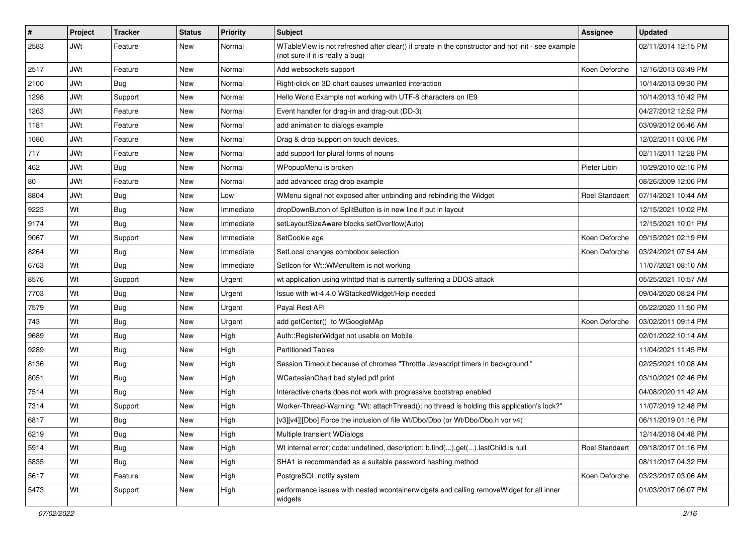| # | Project | Tracker | Status | Priority | Subject | Assignee | Updated |
|---|---|---|---|---|---|---|---|
| 2583 | JWt | Feature | New | Normal | WTableView is not refreshed after clear() if create in the constructor and not init - see example (not sure if it is really a bug) | | 02/11/2014 12:15 PM |
| 2517 | JWt | Feature | New | Normal | Add websockets support | Koen Deforche | 12/16/2013 03:49 PM |
| 2100 | JWt | Bug | New | Normal | Right-click on 3D chart causes unwanted interaction | | 10/14/2013 09:30 PM |
| 1298 | JWt | Support | New | Normal | Hello World Example not working with UTF-8 characters on IE9 | | 10/14/2013 10:42 PM |
| 1263 | JWt | Feature | New | Normal | Event handler for drag-in and drag-out (DD-3) | | 04/27/2012 12:52 PM |
| 1181 | JWt | Feature | New | Normal | add animation to dialogs example | | 03/09/2012 06:46 AM |
| 1080 | JWt | Feature | New | Normal | Drag & drop support on touch devices. | | 12/02/2011 03:06 PM |
| 717 | JWt | Feature | New | Normal | add support for plural forms of nouns | | 02/11/2011 12:28 PM |
| 462 | JWt | Bug | New | Normal | WPopupMenu is broken | Pieter Libin | 10/29/2010 02:16 PM |
| 80 | JWt | Feature | New | Normal | add advanced drag drop example | | 08/26/2009 12:06 PM |
| 8804 | JWt | Bug | New | Low | WMenu signal not exposed after unbinding and rebinding the Widget | Roel Standaert | 07/14/2021 10:44 AM |
| 9223 | Wt | Bug | New | Immediate | dropDownButton of SplitButton is in new line if put in layout | | 12/15/2021 10:02 PM |
| 9174 | Wt | Bug | New | Immediate | setLayoutSizeAware blocks setOverflow(Auto) | | 12/15/2021 10:01 PM |
| 9067 | Wt | Support | New | Immediate | SetCookie age | Koen Deforche | 09/15/2021 02:19 PM |
| 8264 | Wt | Bug | New | Immediate | SetLocal changes combobox selection | Koen Deforche | 03/24/2021 07:54 AM |
| 6763 | Wt | Bug | New | Immediate | SetIcon for Wt::WMenuItem is not working | | 11/07/2021 08:10 AM |
| 8576 | Wt | Support | New | Urgent | wt application using wthttpd that is currently suffering a DDOS attack | | 05/25/2021 10:57 AM |
| 7703 | Wt | Bug | New | Urgent | Issue with wt-4.4.0 WStackedWidget/Help needed | | 09/04/2020 08:24 PM |
| 7579 | Wt | Bug | New | Urgent | Payal Rest API | | 05/22/2020 11:50 PM |
| 743 | Wt | Bug | New | Urgent | add getCenter() to WGoogleMAp | Koen Deforche | 03/02/2011 09:14 PM |
| 9689 | Wt | Bug | New | High | Auth::RegisterWidget not usable on Mobile | | 02/01/2022 10:14 AM |
| 9289 | Wt | Bug | New | High | Partitioned Tables | | 11/04/2021 11:45 PM |
| 8136 | Wt | Bug | New | High | Session Timeout because of chromes "Throttle Javascript timers in background." | | 02/25/2021 10:08 AM |
| 8051 | Wt | Bug | New | High | WCartesianChart bad styled pdf print | | 03/10/2021 02:46 PM |
| 7514 | Wt | Bug | New | High | Interactive charts does not work with progressive bootstrap enabled | | 04/08/2020 11:42 AM |
| 7314 | Wt | Support | New | High | Worker-Thread-Warning: "Wt: attachThread(): no thread is holding this application's lock?" | | 11/07/2019 12:48 PM |
| 6817 | Wt | Bug | New | High | [v3][v4]][Dbo] Force the inclusion of file Wt/Dbo/Dbo (or Wt/Dbo/Dbo.h vor v4) | | 06/11/2019 01:16 PM |
| 6219 | Wt | Bug | New | High | Multiple transient WDialogs | | 12/14/2018 04:48 PM |
| 5914 | Wt | Bug | New | High | Wt internal error; code: undefined, description: b.find(...).get(...).lastChild is null | Roel Standaert | 09/18/2017 01:16 PM |
| 5835 | Wt | Bug | New | High | SHA1 is recommended as a suitable password hashing method | | 08/11/2017 04:32 PM |
| 5617 | Wt | Feature | New | High | PostgreSQL notify system | Koen Deforche | 03/23/2017 03:06 AM |
| 5473 | Wt | Support | New | High | performance issues with nested wcontainerwidgets and calling removeWidget for all inner widgets | | 01/03/2017 06:07 PM |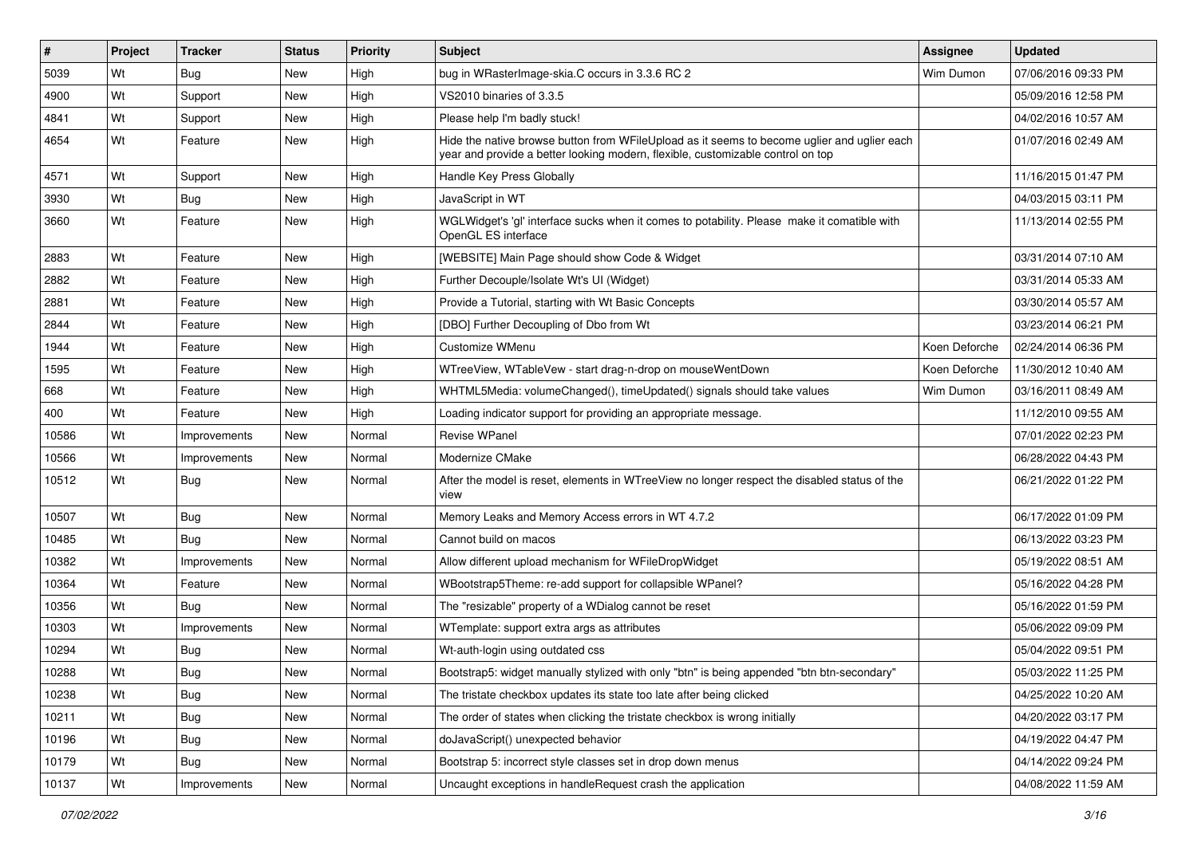| # | Project | Tracker | Status | Priority | Subject | Assignee | Updated |
|---|---|---|---|---|---|---|---|
| 5039 | Wt | Bug | New | High | bug in WRasterImage-skia.C occurs in 3.3.6 RC 2 | Wim Dumon | 07/06/2016 09:33 PM |
| 4900 | Wt | Support | New | High | VS2010 binaries of 3.3.5 | | 05/09/2016 12:58 PM |
| 4841 | Wt | Support | New | High | Please help I'm badly stuck! | | 04/02/2016 10:57 AM |
| 4654 | Wt | Feature | New | High | Hide the native browse button from WFileUpload as it seems to become uglier and uglier each year and provide a better looking modern, flexible, customizable control on top | | 01/07/2016 02:49 AM |
| 4571 | Wt | Support | New | High | Handle Key Press Globally | | 11/16/2015 01:47 PM |
| 3930 | Wt | Bug | New | High | JavaScript in WT | | 04/03/2015 03:11 PM |
| 3660 | Wt | Feature | New | High | WGLWidget's 'gl' interface sucks when it comes to potability. Please make it comatible with OpenGL ES interface | | 11/13/2014 02:55 PM |
| 2883 | Wt | Feature | New | High | [WEBSITE] Main Page should show Code & Widget | | 03/31/2014 07:10 AM |
| 2882 | Wt | Feature | New | High | Further Decouple/Isolate Wt's UI (Widget) | | 03/31/2014 05:33 AM |
| 2881 | Wt | Feature | New | High | Provide a Tutorial, starting with Wt Basic Concepts | | 03/30/2014 05:57 AM |
| 2844 | Wt | Feature | New | High | [DBO] Further Decoupling of Dbo from Wt | | 03/23/2014 06:21 PM |
| 1944 | Wt | Feature | New | High | Customize WMenu | Koen Deforche | 02/24/2014 06:36 PM |
| 1595 | Wt | Feature | New | High | WTreeView, WTableVew - start drag-n-drop on mouseWentDown | Koen Deforche | 11/30/2012 10:40 AM |
| 668 | Wt | Feature | New | High | WHTML5Media: volumeChanged(), timeUpdated() signals should take values | Wim Dumon | 03/16/2011 08:49 AM |
| 400 | Wt | Feature | New | High | Loading indicator support for providing an appropriate message. | | 11/12/2010 09:55 AM |
| 10586 | Wt | Improvements | New | Normal | Revise WPanel | | 07/01/2022 02:23 PM |
| 10566 | Wt | Improvements | New | Normal | Modernize CMake | | 06/28/2022 04:43 PM |
| 10512 | Wt | Bug | New | Normal | After the model is reset, elements in WTreeView no longer respect the disabled status of the view | | 06/21/2022 01:22 PM |
| 10507 | Wt | Bug | New | Normal | Memory Leaks and Memory Access errors in WT 4.7.2 | | 06/17/2022 01:09 PM |
| 10485 | Wt | Bug | New | Normal | Cannot build on macos | | 06/13/2022 03:23 PM |
| 10382 | Wt | Improvements | New | Normal | Allow different upload mechanism for WFileDropWidget | | 05/19/2022 08:51 AM |
| 10364 | Wt | Feature | New | Normal | WBootstrap5Theme: re-add support for collapsible WPanel? | | 05/16/2022 04:28 PM |
| 10356 | Wt | Bug | New | Normal | The "resizable" property of a WDialog cannot be reset | | 05/16/2022 01:59 PM |
| 10303 | Wt | Improvements | New | Normal | WTemplate: support extra args as attributes | | 05/06/2022 09:09 PM |
| 10294 | Wt | Bug | New | Normal | Wt-auth-login using outdated css | | 05/04/2022 09:51 PM |
| 10288 | Wt | Bug | New | Normal | Bootstrap5: widget manually stylized with only "btn" is being appended "btn btn-secondary" | | 05/03/2022 11:25 PM |
| 10238 | Wt | Bug | New | Normal | The tristate checkbox updates its state too late after being clicked | | 04/25/2022 10:20 AM |
| 10211 | Wt | Bug | New | Normal | The order of states when clicking the tristate checkbox is wrong initially | | 04/20/2022 03:17 PM |
| 10196 | Wt | Bug | New | Normal | doJavaScript() unexpected behavior | | 04/19/2022 04:47 PM |
| 10179 | Wt | Bug | New | Normal | Bootstrap 5: incorrect style classes set in drop down menus | | 04/14/2022 09:24 PM |
| 10137 | Wt | Improvements | New | Normal | Uncaught exceptions in handleRequest crash the application | | 04/08/2022 11:59 AM |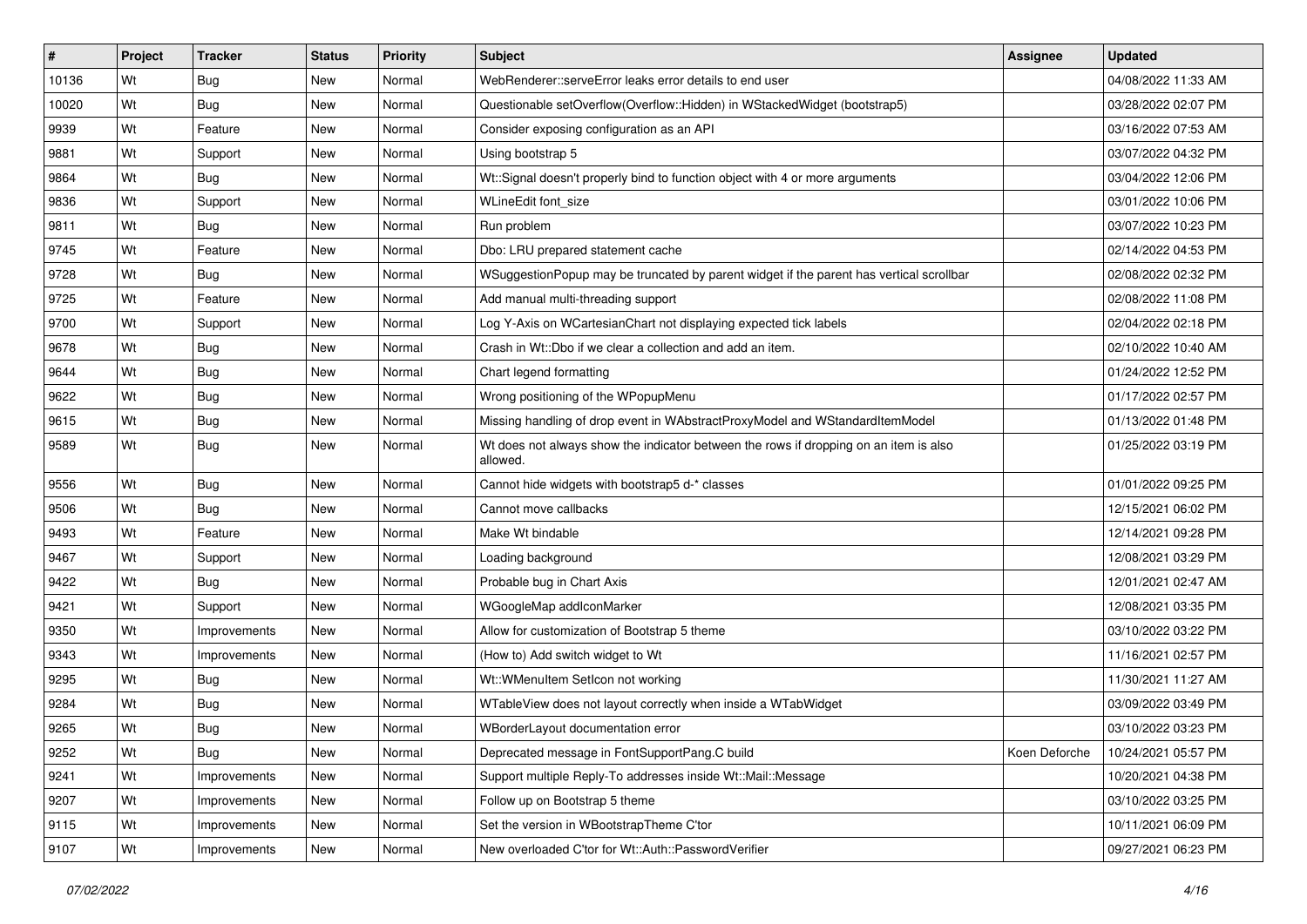| # | Project | Tracker | Status | Priority | Subject | Assignee | Updated |
|---|---|---|---|---|---|---|---|
| 10136 | Wt | Bug | New | Normal | WebRenderer::serveError leaks error details to end user | | 04/08/2022 11:33 AM |
| 10020 | Wt | Bug | New | Normal | Questionable setOverflow(Overflow::Hidden) in WStackedWidget (bootstrap5) | | 03/28/2022 02:07 PM |
| 9939 | Wt | Feature | New | Normal | Consider exposing configuration as an API | | 03/16/2022 07:53 AM |
| 9881 | Wt | Support | New | Normal | Using bootstrap 5 | | 03/07/2022 04:32 PM |
| 9864 | Wt | Bug | New | Normal | Wt::Signal doesn't properly bind to function object with 4 or more arguments | | 03/04/2022 12:06 PM |
| 9836 | Wt | Support | New | Normal | WLineEdit font_size | | 03/01/2022 10:06 PM |
| 9811 | Wt | Bug | New | Normal | Run problem | | 03/07/2022 10:23 PM |
| 9745 | Wt | Feature | New | Normal | Dbo: LRU prepared statement cache | | 02/14/2022 04:53 PM |
| 9728 | Wt | Bug | New | Normal | WSuggestionPopup may be truncated by parent widget if the parent has vertical scrollbar | | 02/08/2022 02:32 PM |
| 9725 | Wt | Feature | New | Normal | Add manual multi-threading support | | 02/08/2022 11:08 PM |
| 9700 | Wt | Support | New | Normal | Log Y-Axis on WCartesianChart not displaying expected tick labels | | 02/04/2022 02:18 PM |
| 9678 | Wt | Bug | New | Normal | Crash in Wt::Dbo if we clear a collection and add an item. | | 02/10/2022 10:40 AM |
| 9644 | Wt | Bug | New | Normal | Chart legend formatting | | 01/24/2022 12:52 PM |
| 9622 | Wt | Bug | New | Normal | Wrong positioning of the WPopupMenu | | 01/17/2022 02:57 PM |
| 9615 | Wt | Bug | New | Normal | Missing handling of drop event in WAbstractProxyModel and WStandardItemModel | | 01/13/2022 01:48 PM |
| 9589 | Wt | Bug | New | Normal | Wt does not always show the indicator between the rows if dropping on an item is also allowed. | | 01/25/2022 03:19 PM |
| 9556 | Wt | Bug | New | Normal | Cannot hide widgets with bootstrap5 d-* classes | | 01/01/2022 09:25 PM |
| 9506 | Wt | Bug | New | Normal | Cannot move callbacks | | 12/15/2021 06:02 PM |
| 9493 | Wt | Feature | New | Normal | Make Wt bindable | | 12/14/2021 09:28 PM |
| 9467 | Wt | Support | New | Normal | Loading background | | 12/08/2021 03:29 PM |
| 9422 | Wt | Bug | New | Normal | Probable bug in Chart Axis | | 12/01/2021 02:47 AM |
| 9421 | Wt | Support | New | Normal | WGoogleMap addIconMarker | | 12/08/2021 03:35 PM |
| 9350 | Wt | Improvements | New | Normal | Allow for customization of Bootstrap 5 theme | | 03/10/2022 03:22 PM |
| 9343 | Wt | Improvements | New | Normal | (How to) Add switch widget to Wt | | 11/16/2021 02:57 PM |
| 9295 | Wt | Bug | New | Normal | Wt::WMenuItem SetIcon not working | | 11/30/2021 11:27 AM |
| 9284 | Wt | Bug | New | Normal | WTableView does not layout correctly when inside a WTabWidget | | 03/09/2022 03:49 PM |
| 9265 | Wt | Bug | New | Normal | WBorderLayout documentation error | | 03/10/2022 03:23 PM |
| 9252 | Wt | Bug | New | Normal | Deprecated message in FontSupportPang.C build | Koen Deforche | 10/24/2021 05:57 PM |
| 9241 | Wt | Improvements | New | Normal | Support multiple Reply-To addresses inside Wt::Mail::Message | | 10/20/2021 04:38 PM |
| 9207 | Wt | Improvements | New | Normal | Follow up on Bootstrap 5 theme | | 03/10/2022 03:25 PM |
| 9115 | Wt | Improvements | New | Normal | Set the version in WBootstrapTheme C'tor | | 10/11/2021 06:09 PM |
| 9107 | Wt | Improvements | New | Normal | New overloaded C'tor for Wt::Auth::PasswordVerifier | | 09/27/2021 06:23 PM |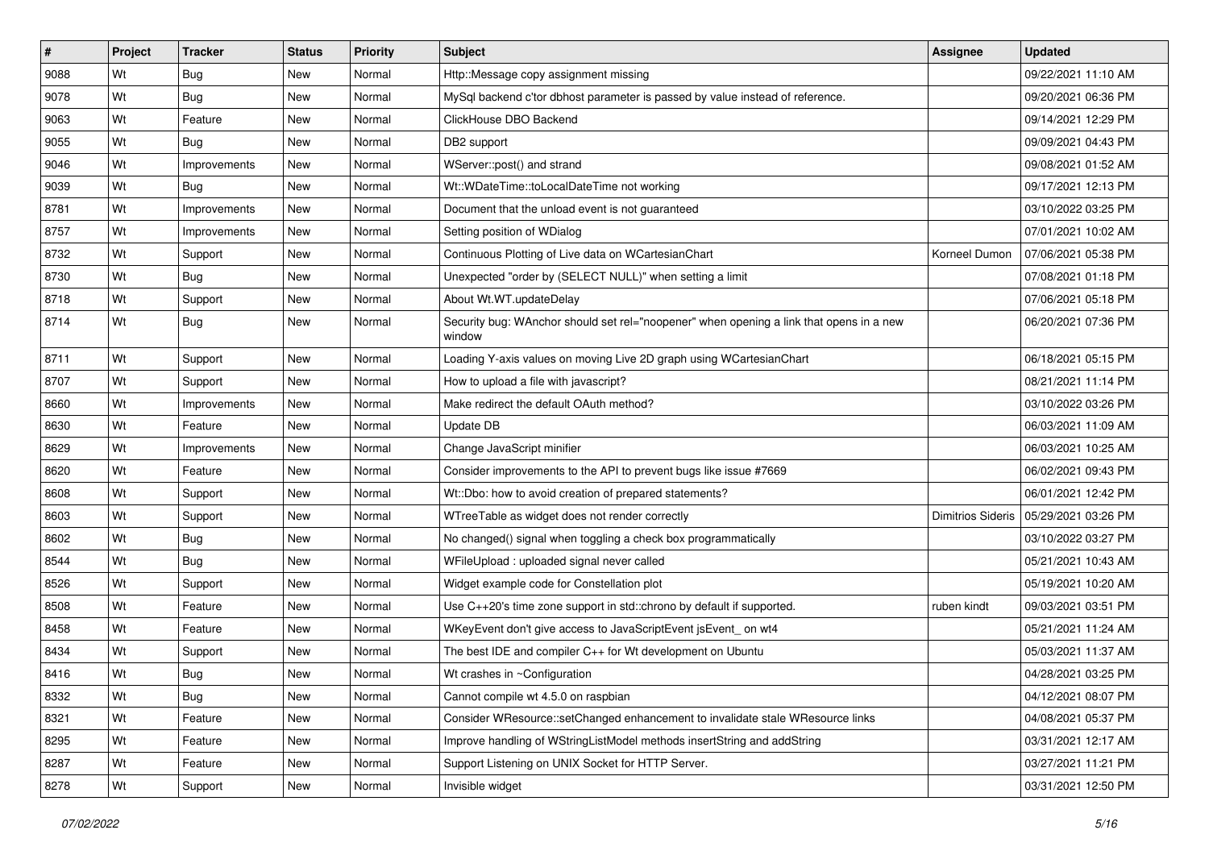| # | Project | Tracker | Status | Priority | Subject | Assignee | Updated |
|---|---|---|---|---|---|---|---|
| 9088 | Wt | Bug | New | Normal | Http::Message copy assignment missing | | 09/22/2021 11:10 AM |
| 9078 | Wt | Bug | New | Normal | MySql backend c'tor dbhost parameter is passed by value instead of reference. | | 09/20/2021 06:36 PM |
| 9063 | Wt | Feature | New | Normal | ClickHouse DBO Backend | | 09/14/2021 12:29 PM |
| 9055 | Wt | Bug | New | Normal | DB2 support | | 09/09/2021 04:43 PM |
| 9046 | Wt | Improvements | New | Normal | WServer::post() and strand | | 09/08/2021 01:52 AM |
| 9039 | Wt | Bug | New | Normal | Wt::WDateTime::toLocalDateTime not working | | 09/17/2021 12:13 PM |
| 8781 | Wt | Improvements | New | Normal | Document that the unload event is not guaranteed | | 03/10/2022 03:25 PM |
| 8757 | Wt | Improvements | New | Normal | Setting position of WDialog | | 07/01/2021 10:02 AM |
| 8732 | Wt | Support | New | Normal | Continuous Plotting of Live data on WCartesianChart | Korneel Dumon | 07/06/2021 05:38 PM |
| 8730 | Wt | Bug | New | Normal | Unexpected "order by (SELECT NULL)" when setting a limit | | 07/08/2021 01:18 PM |
| 8718 | Wt | Support | New | Normal | About Wt.WT.updateDelay | | 07/06/2021 05:18 PM |
| 8714 | Wt | Bug | New | Normal | Security bug: WAnchor should set rel="noopener" when opening a link that opens in a new window | | 06/20/2021 07:36 PM |
| 8711 | Wt | Support | New | Normal | Loading Y-axis values on moving Live 2D graph using WCartesianChart | | 06/18/2021 05:15 PM |
| 8707 | Wt | Support | New | Normal | How to upload a file with javascript? | | 08/21/2021 11:14 PM |
| 8660 | Wt | Improvements | New | Normal | Make redirect the default OAuth method? | | 03/10/2022 03:26 PM |
| 8630 | Wt | Feature | New | Normal | Update DB | | 06/03/2021 11:09 AM |
| 8629 | Wt | Improvements | New | Normal | Change JavaScript minifier | | 06/03/2021 10:25 AM |
| 8620 | Wt | Feature | New | Normal | Consider improvements to the API to prevent bugs like issue #7669 | | 06/02/2021 09:43 PM |
| 8608 | Wt | Support | New | Normal | Wt::Dbo: how to avoid creation of prepared statements? | | 06/01/2021 12:42 PM |
| 8603 | Wt | Support | New | Normal | WTreeTable as widget does not render correctly | Dimitrios Sideris | 05/29/2021 03:26 PM |
| 8602 | Wt | Bug | New | Normal | No changed() signal when toggling a check box programmatically | | 03/10/2022 03:27 PM |
| 8544 | Wt | Bug | New | Normal | WFileUpload : uploaded signal never called | | 05/21/2021 10:43 AM |
| 8526 | Wt | Support | New | Normal | Widget example code for Constellation plot | | 05/19/2021 10:20 AM |
| 8508 | Wt | Feature | New | Normal | Use C++20's time zone support in std::chrono by default if supported. | ruben kindt | 09/03/2021 03:51 PM |
| 8458 | Wt | Feature | New | Normal | WKeyEvent don't give access to JavaScriptEvent jsEvent_ on wt4 | | 05/21/2021 11:24 AM |
| 8434 | Wt | Support | New | Normal | The best IDE and compiler C++ for Wt development on Ubuntu | | 05/03/2021 11:37 AM |
| 8416 | Wt | Bug | New | Normal | Wt crashes in ~Configuration | | 04/28/2021 03:25 PM |
| 8332 | Wt | Bug | New | Normal | Cannot compile wt 4.5.0 on raspbian | | 04/12/2021 08:07 PM |
| 8321 | Wt | Feature | New | Normal | Consider WResource::setChanged enhancement to invalidate stale WResource links | | 04/08/2021 05:37 PM |
| 8295 | Wt | Feature | New | Normal | Improve handling of WStringListModel methods insertString and addString | | 03/31/2021 12:17 AM |
| 8287 | Wt | Feature | New | Normal | Support Listening on UNIX Socket for HTTP Server. | | 03/27/2021 11:21 PM |
| 8278 | Wt | Support | New | Normal | Invisible widget | | 03/31/2021 12:50 PM |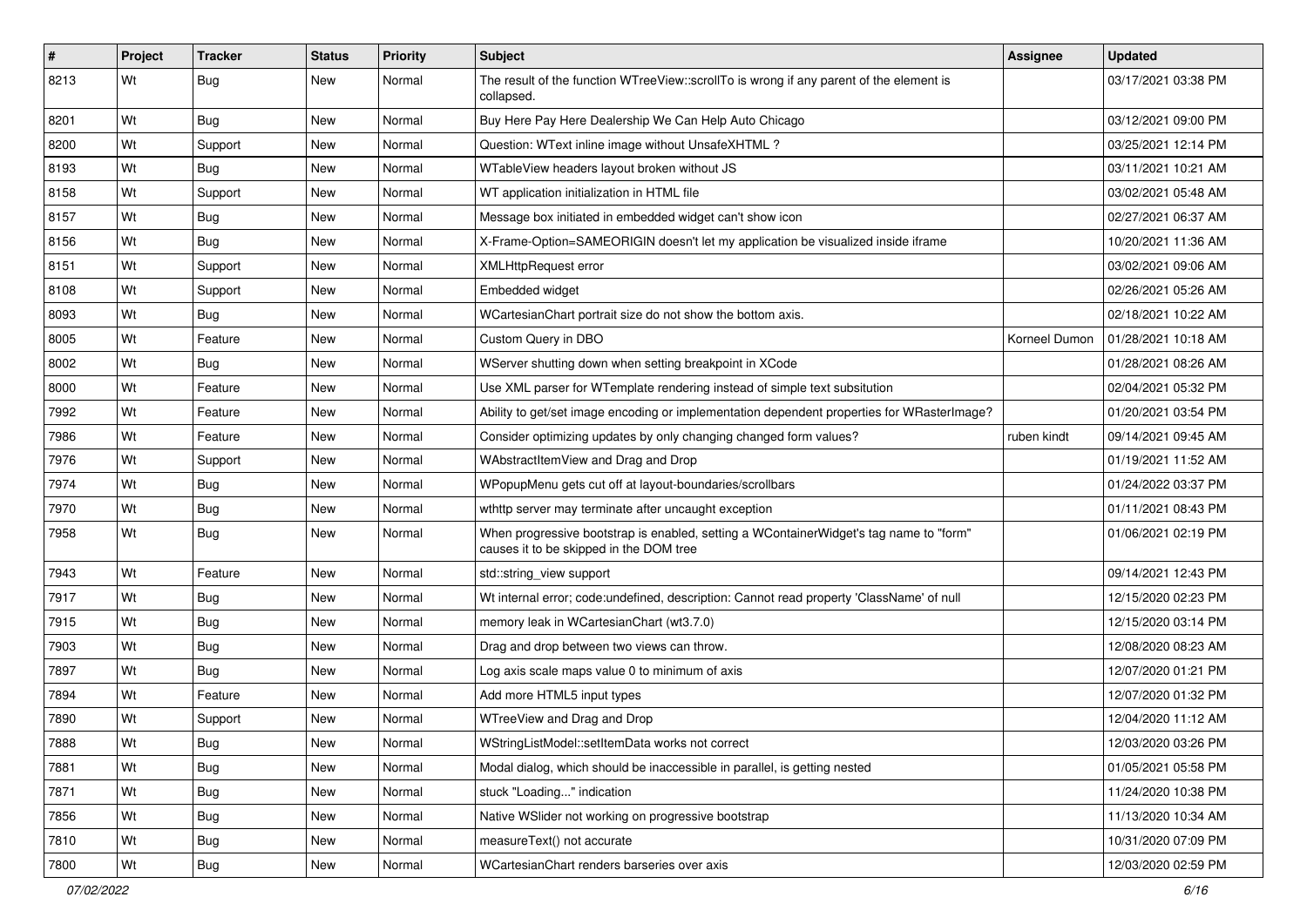| # | Project | Tracker | Status | Priority | Subject | Assignee | Updated |
|---|---|---|---|---|---|---|---|
| 8213 | Wt | Bug | New | Normal | The result of the function WTreeView::scrollTo is wrong if any parent of the element is collapsed. | | 03/17/2021 03:38 PM |
| 8201 | Wt | Bug | New | Normal | Buy Here Pay Here Dealership We Can Help Auto Chicago | | 03/12/2021 09:00 PM |
| 8200 | Wt | Support | New | Normal | Question: WText inline image without UnsafeXHTML ? | | 03/25/2021 12:14 PM |
| 8193 | Wt | Bug | New | Normal | WTableView headers layout broken without JS | | 03/11/2021 10:21 AM |
| 8158 | Wt | Support | New | Normal | WT application initialization in HTML file | | 03/02/2021 05:48 AM |
| 8157 | Wt | Bug | New | Normal | Message box initiated in embedded widget can't show icon | | 02/27/2021 06:37 AM |
| 8156 | Wt | Bug | New | Normal | X-Frame-Option=SAMEORIGIN doesn't let my application be visualized inside iframe | | 10/20/2021 11:36 AM |
| 8151 | Wt | Support | New | Normal | XMLHttpRequest error | | 03/02/2021 09:06 AM |
| 8108 | Wt | Support | New | Normal | Embedded widget | | 02/26/2021 05:26 AM |
| 8093 | Wt | Bug | New | Normal | WCartesianChart portrait size do not show the bottom axis. | | 02/18/2021 10:22 AM |
| 8005 | Wt | Feature | New | Normal | Custom Query in DBO | Korneel Dumon | 01/28/2021 10:18 AM |
| 8002 | Wt | Bug | New | Normal | WServer shutting down when setting breakpoint in XCode | | 01/28/2021 08:26 AM |
| 8000 | Wt | Feature | New | Normal | Use XML parser for WTemplate rendering instead of simple text subsitution | | 02/04/2021 05:32 PM |
| 7992 | Wt | Feature | New | Normal | Ability to get/set image encoding or implementation dependent properties for WRasterImage? | | 01/20/2021 03:54 PM |
| 7986 | Wt | Feature | New | Normal | Consider optimizing updates by only changing changed form values? | ruben kindt | 09/14/2021 09:45 AM |
| 7976 | Wt | Support | New | Normal | WAbstractItemView and Drag and Drop | | 01/19/2021 11:52 AM |
| 7974 | Wt | Bug | New | Normal | WPopupMenu gets cut off at layout-boundaries/scrollbars | | 01/24/2022 03:37 PM |
| 7970 | Wt | Bug | New | Normal | wthttp server may terminate after uncaught exception | | 01/11/2021 08:43 PM |
| 7958 | Wt | Bug | New | Normal | When progressive bootstrap is enabled, setting a WContainerWidget's tag name to "form" causes it to be skipped in the DOM tree | | 01/06/2021 02:19 PM |
| 7943 | Wt | Feature | New | Normal | std::string_view support | | 09/14/2021 12:43 PM |
| 7917 | Wt | Bug | New | Normal | Wt internal error; code:undefined, description: Cannot read property 'ClassName' of null | | 12/15/2020 02:23 PM |
| 7915 | Wt | Bug | New | Normal | memory leak in WCartesianChart (wt3.7.0) | | 12/15/2020 03:14 PM |
| 7903 | Wt | Bug | New | Normal | Drag and drop between two views can throw. | | 12/08/2020 08:23 AM |
| 7897 | Wt | Bug | New | Normal | Log axis scale maps value 0 to minimum of axis | | 12/07/2020 01:21 PM |
| 7894 | Wt | Feature | New | Normal | Add more HTML5 input types | | 12/07/2020 01:32 PM |
| 7890 | Wt | Support | New | Normal | WTreeView and Drag and Drop | | 12/04/2020 11:12 AM |
| 7888 | Wt | Bug | New | Normal | WStringListModel::setItemData works not correct | | 12/03/2020 03:26 PM |
| 7881 | Wt | Bug | New | Normal | Modal dialog, which should be inaccessible in parallel, is getting nested | | 01/05/2021 05:58 PM |
| 7871 | Wt | Bug | New | Normal | stuck "Loading..." indication | | 11/24/2020 10:38 PM |
| 7856 | Wt | Bug | New | Normal | Native WSlider not working on progressive bootstrap | | 11/13/2020 10:34 AM |
| 7810 | Wt | Bug | New | Normal | measureText() not accurate | | 10/31/2020 07:09 PM |
| 7800 | Wt | Bug | New | Normal | WCartesianChart renders barseries over axis | | 12/03/2020 02:59 PM |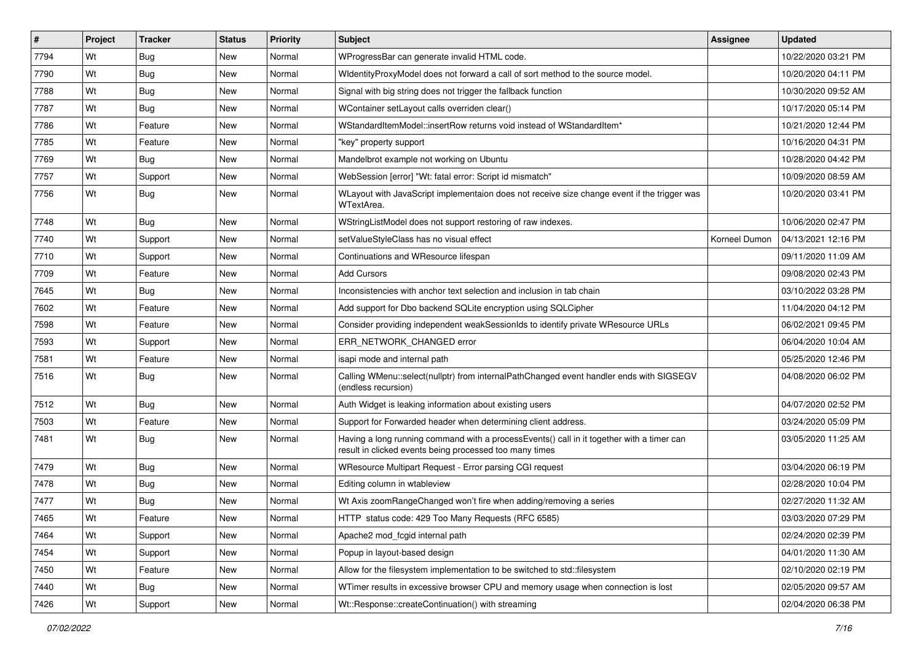| # | Project | Tracker | Status | Priority | Subject | Assignee | Updated |
|---|---|---|---|---|---|---|---|
| 7794 | Wt | Bug | New | Normal | WProgressBar can generate invalid HTML code. | | 10/22/2020 03:21 PM |
| 7790 | Wt | Bug | New | Normal | WIdentityProxyModel does not forward a call of sort method to the source model. | | 10/20/2020 04:11 PM |
| 7788 | Wt | Bug | New | Normal | Signal with big string does not trigger the fallback function | | 10/30/2020 09:52 AM |
| 7787 | Wt | Bug | New | Normal | WContainer setLayout calls overriden clear() | | 10/17/2020 05:14 PM |
| 7786 | Wt | Feature | New | Normal | WStandardItemModel::insertRow returns void instead of WStandardItem* | | 10/21/2020 12:44 PM |
| 7785 | Wt | Feature | New | Normal | "key" property support | | 10/16/2020 04:31 PM |
| 7769 | Wt | Bug | New | Normal | Mandelbrot example not working on Ubuntu | | 10/28/2020 04:42 PM |
| 7757 | Wt | Support | New | Normal | WebSession [error] "Wt: fatal error: Script id mismatch" | | 10/09/2020 08:59 AM |
| 7756 | Wt | Bug | New | Normal | WLayout with JavaScript implementaion does not receive size change event if the trigger was WTextArea. | | 10/20/2020 03:41 PM |
| 7748 | Wt | Bug | New | Normal | WStringListModel does not support restoring of raw indexes. | | 10/06/2020 02:47 PM |
| 7740 | Wt | Support | New | Normal | setValueStyleClass has no visual effect | Korneel Dumon | 04/13/2021 12:16 PM |
| 7710 | Wt | Support | New | Normal | Continuations and WResource lifespan | | 09/11/2020 11:09 AM |
| 7709 | Wt | Feature | New | Normal | Add Cursors | | 09/08/2020 02:43 PM |
| 7645 | Wt | Bug | New | Normal | Inconsistencies with anchor text selection and inclusion in tab chain | | 03/10/2022 03:28 PM |
| 7602 | Wt | Feature | New | Normal | Add support for Dbo backend SQLite encryption using SQLCipher | | 11/04/2020 04:12 PM |
| 7598 | Wt | Feature | New | Normal | Consider providing independent weakSessionIds to identify private WResource URLs | | 06/02/2021 09:45 PM |
| 7593 | Wt | Support | New | Normal | ERR_NETWORK_CHANGED error | | 06/04/2020 10:04 AM |
| 7581 | Wt | Feature | New | Normal | isapi mode and internal path | | 05/25/2020 12:46 PM |
| 7516 | Wt | Bug | New | Normal | Calling WMenu::select(nullptr) from internalPathChanged event handler ends with SIGSEGV (endless recursion) | | 04/08/2020 06:02 PM |
| 7512 | Wt | Bug | New | Normal | Auth Widget is leaking information about existing users | | 04/07/2020 02:52 PM |
| 7503 | Wt | Feature | New | Normal | Support for Forwarded header when determining client address. | | 03/24/2020 05:09 PM |
| 7481 | Wt | Bug | New | Normal | Having a long running command with a processEvents() call in it together with a timer can result in clicked events being processed too many times | | 03/05/2020 11:25 AM |
| 7479 | Wt | Bug | New | Normal | WResource Multipart Request - Error parsing CGI request | | 03/04/2020 06:19 PM |
| 7478 | Wt | Bug | New | Normal | Editing column in wtableview | | 02/28/2020 10:04 PM |
| 7477 | Wt | Bug | New | Normal | Wt Axis zoomRangeChanged won't fire when adding/removing a series | | 02/27/2020 11:32 AM |
| 7465 | Wt | Feature | New | Normal | HTTP status code: 429 Too Many Requests (RFC 6585) | | 03/03/2020 07:29 PM |
| 7464 | Wt | Support | New | Normal | Apache2 mod_fcgid internal path | | 02/24/2020 02:39 PM |
| 7454 | Wt | Support | New | Normal | Popup in layout-based design | | 04/01/2020 11:30 AM |
| 7450 | Wt | Feature | New | Normal | Allow for the filesystem implementation to be switched to std::filesystem | | 02/10/2020 02:19 PM |
| 7440 | Wt | Bug | New | Normal | WTimer results in excessive browser CPU and memory usage when connection is lost | | 02/05/2020 09:57 AM |
| 7426 | Wt | Support | New | Normal | Wt::Response::createContinuation() with streaming | | 02/04/2020 06:38 PM |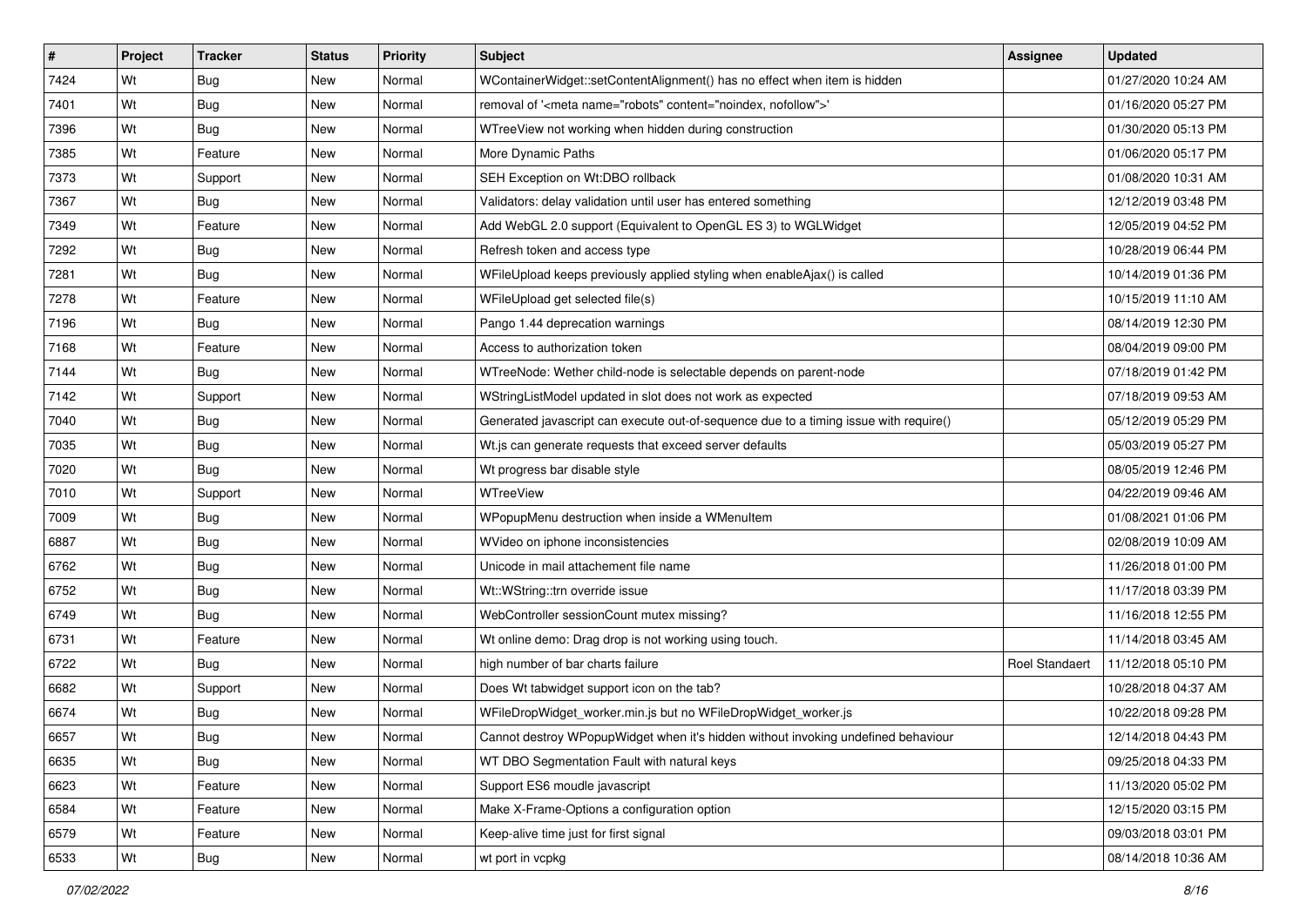| # | Project | Tracker | Status | Priority | Subject | Assignee | Updated |
|---|---|---|---|---|---|---|---|
| 7424 | Wt | Bug | New | Normal | WContainerWidget::setContentAlignment() has no effect when item is hidden | | 01/27/2020 10:24 AM |
| 7401 | Wt | Bug | New | Normal | removal of '<meta name="robots" content="noindex, nofollow">' | | 01/16/2020 05:27 PM |
| 7396 | Wt | Bug | New | Normal | WTreeView not working when hidden during construction | | 01/30/2020 05:13 PM |
| 7385 | Wt | Feature | New | Normal | More Dynamic Paths | | 01/06/2020 05:17 PM |
| 7373 | Wt | Support | New | Normal | SEH Exception on Wt:DBO rollback | | 01/08/2020 10:31 AM |
| 7367 | Wt | Bug | New | Normal | Validators: delay validation until user has entered something | | 12/12/2019 03:48 PM |
| 7349 | Wt | Feature | New | Normal | Add WebGL 2.0 support (Equivalent to OpenGL ES 3) to WGLWidget | | 12/05/2019 04:52 PM |
| 7292 | Wt | Bug | New | Normal | Refresh token and access type | | 10/28/2019 06:44 PM |
| 7281 | Wt | Bug | New | Normal | WFileUpload keeps previously applied styling when enableAjax() is called | | 10/14/2019 01:36 PM |
| 7278 | Wt | Feature | New | Normal | WFileUpload get selected file(s) | | 10/15/2019 11:10 AM |
| 7196 | Wt | Bug | New | Normal | Pango 1.44 deprecation warnings | | 08/14/2019 12:30 PM |
| 7168 | Wt | Feature | New | Normal | Access to authorization token | | 08/04/2019 09:00 PM |
| 7144 | Wt | Bug | New | Normal | WTreeNode: Wether child-node is selectable depends on parent-node | | 07/18/2019 01:42 PM |
| 7142 | Wt | Support | New | Normal | WStringListModel updated in slot does not work as expected | | 07/18/2019 09:53 AM |
| 7040 | Wt | Bug | New | Normal | Generated javascript can execute out-of-sequence due to a timing issue with require() | | 05/12/2019 05:29 PM |
| 7035 | Wt | Bug | New | Normal | Wt.js can generate requests that exceed server defaults | | 05/03/2019 05:27 PM |
| 7020 | Wt | Bug | New | Normal | Wt progress bar disable style | | 08/05/2019 12:46 PM |
| 7010 | Wt | Support | New | Normal | WTreeView | | 04/22/2019 09:46 AM |
| 7009 | Wt | Bug | New | Normal | WPopupMenu destruction when inside a WMenuItem | | 01/08/2021 01:06 PM |
| 6887 | Wt | Bug | New | Normal | WVideo on iphone inconsistencies | | 02/08/2019 10:09 AM |
| 6762 | Wt | Bug | New | Normal | Unicode in mail attachement file name | | 11/26/2018 01:00 PM |
| 6752 | Wt | Bug | New | Normal | Wt::WString::trn override issue | | 11/17/2018 03:39 PM |
| 6749 | Wt | Bug | New | Normal | WebController sessionCount mutex missing? | | 11/16/2018 12:55 PM |
| 6731 | Wt | Feature | New | Normal | Wt online demo: Drag drop is not working using touch. | | 11/14/2018 03:45 AM |
| 6722 | Wt | Bug | New | Normal | high number of bar charts failure | Roel Standaert | 11/12/2018 05:10 PM |
| 6682 | Wt | Support | New | Normal | Does Wt tabwidget support icon on the tab? | | 10/28/2018 04:37 AM |
| 6674 | Wt | Bug | New | Normal | WFileDropWidget_worker.min.js but no WFileDropWidget_worker.js | | 10/22/2018 09:28 PM |
| 6657 | Wt | Bug | New | Normal | Cannot destroy WPopupWidget when it's hidden without invoking undefined behaviour | | 12/14/2018 04:43 PM |
| 6635 | Wt | Bug | New | Normal | WT DBO Segmentation Fault with natural keys | | 09/25/2018 04:33 PM |
| 6623 | Wt | Feature | New | Normal | Support ES6 moudle javascript | | 11/13/2020 05:02 PM |
| 6584 | Wt | Feature | New | Normal | Make X-Frame-Options a configuration option | | 12/15/2020 03:15 PM |
| 6579 | Wt | Feature | New | Normal | Keep-alive time just for first signal | | 09/03/2018 03:01 PM |
| 6533 | Wt | Bug | New | Normal | wt port in vcpkg | | 08/14/2018 10:36 AM |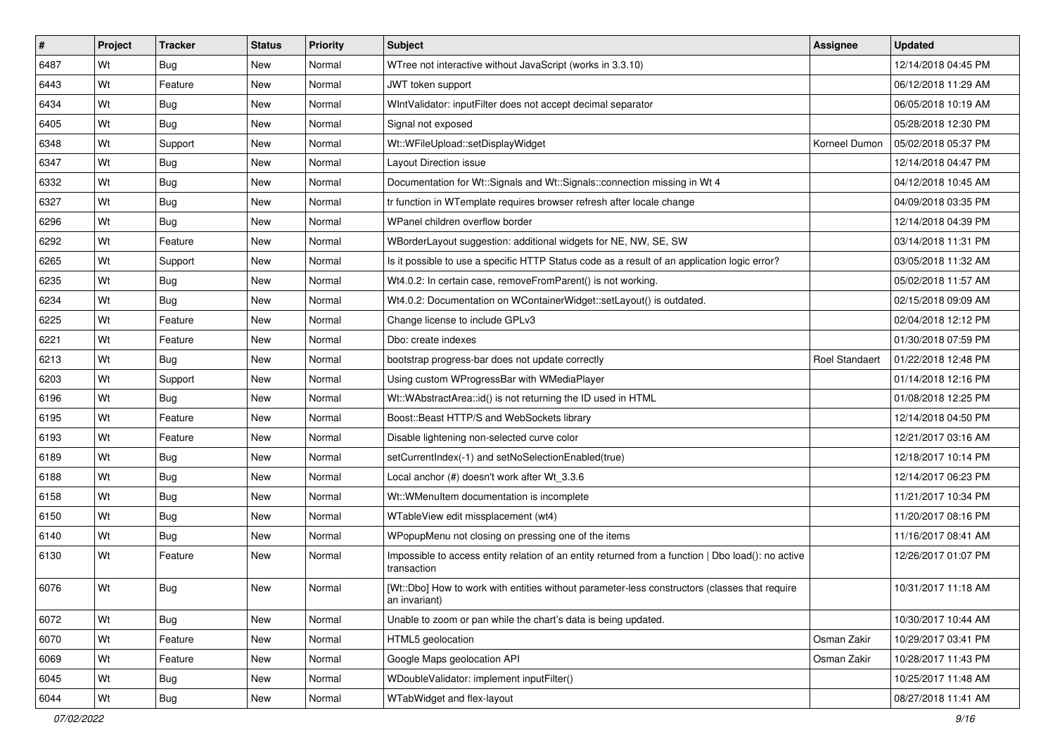| # | Project | Tracker | Status | Priority | Subject | Assignee | Updated |
|---|---|---|---|---|---|---|---|
| 6487 | Wt | Bug | New | Normal | WTree not interactive without JavaScript (works in 3.3.10) | | 12/14/2018 04:45 PM |
| 6443 | Wt | Feature | New | Normal | JWT token support | | 06/12/2018 11:29 AM |
| 6434 | Wt | Bug | New | Normal | WIntValidator: inputFilter does not accept decimal separator | | 06/05/2018 10:19 AM |
| 6405 | Wt | Bug | New | Normal | Signal not exposed | | 05/28/2018 12:30 PM |
| 6348 | Wt | Support | New | Normal | Wt::WFileUpload::setDisplayWidget | Korneel Dumon | 05/02/2018 05:37 PM |
| 6347 | Wt | Bug | New | Normal | Layout Direction issue | | 12/14/2018 04:47 PM |
| 6332 | Wt | Bug | New | Normal | Documentation for Wt::Signals and Wt::Signals::connection missing in Wt 4 | | 04/12/2018 10:45 AM |
| 6327 | Wt | Bug | New | Normal | tr function in WTemplate requires browser refresh after locale change | | 04/09/2018 03:35 PM |
| 6296 | Wt | Bug | New | Normal | WPanel children overflow border | | 12/14/2018 04:39 PM |
| 6292 | Wt | Feature | New | Normal | WBorderLayout suggestion: additional widgets for NE, NW, SE, SW | | 03/14/2018 11:31 PM |
| 6265 | Wt | Support | New | Normal | Is it possible to use a specific HTTP Status code as a result of an application logic error? | | 03/05/2018 11:32 AM |
| 6235 | Wt | Bug | New | Normal | Wt4.0.2: In certain case, removeFromParent() is not working. | | 05/02/2018 11:57 AM |
| 6234 | Wt | Bug | New | Normal | Wt4.0.2: Documentation on WContainerWidget::setLayout() is outdated. | | 02/15/2018 09:09 AM |
| 6225 | Wt | Feature | New | Normal | Change license to include GPLv3 | | 02/04/2018 12:12 PM |
| 6221 | Wt | Feature | New | Normal | Dbo: create indexes | | 01/30/2018 07:59 PM |
| 6213 | Wt | Bug | New | Normal | bootstrap progress-bar does not update correctly | Roel Standaert | 01/22/2018 12:48 PM |
| 6203 | Wt | Support | New | Normal | Using custom WProgressBar with WMediaPlayer | | 01/14/2018 12:16 PM |
| 6196 | Wt | Bug | New | Normal | Wt::WAbstractArea::id() is not returning the ID used in HTML | | 01/08/2018 12:25 PM |
| 6195 | Wt | Feature | New | Normal | Boost::Beast HTTP/S and WebSockets library | | 12/14/2018 04:50 PM |
| 6193 | Wt | Feature | New | Normal | Disable lightening non-selected curve color | | 12/21/2017 03:16 AM |
| 6189 | Wt | Bug | New | Normal | setCurrentIndex(-1) and setNoSelectionEnabled(true) | | 12/18/2017 10:14 PM |
| 6188 | Wt | Bug | New | Normal | Local anchor (#) doesn't work after Wt_3.3.6 | | 12/14/2017 06:23 PM |
| 6158 | Wt | Bug | New | Normal | Wt::WMenuItem documentation is incomplete | | 11/21/2017 10:34 PM |
| 6150 | Wt | Bug | New | Normal | WTableView edit missplacement (wt4) | | 11/20/2017 08:16 PM |
| 6140 | Wt | Bug | New | Normal | WPopupMenu not closing on pressing one of the items | | 11/16/2017 08:41 AM |
| 6130 | Wt | Feature | New | Normal | Impossible to access entity relation of an entity returned from a function \| Dbo load(): no active transaction | | 12/26/2017 01:07 PM |
| 6076 | Wt | Bug | New | Normal | [Wt::Dbo] How to work with entities without parameter-less constructors (classes that require an invariant) | | 10/31/2017 11:18 AM |
| 6072 | Wt | Bug | New | Normal | Unable to zoom or pan while the chart's data is being updated. | | 10/30/2017 10:44 AM |
| 6070 | Wt | Feature | New | Normal | HTML5 geolocation | Osman Zakir | 10/29/2017 03:41 PM |
| 6069 | Wt | Feature | New | Normal | Google Maps geolocation API | Osman Zakir | 10/28/2017 11:43 PM |
| 6045 | Wt | Bug | New | Normal | WDoubleValidator: implement inputFilter() | | 10/25/2017 11:48 AM |
| 6044 | Wt | Bug | New | Normal | WTabWidget and flex-layout | | 08/27/2018 11:41 AM |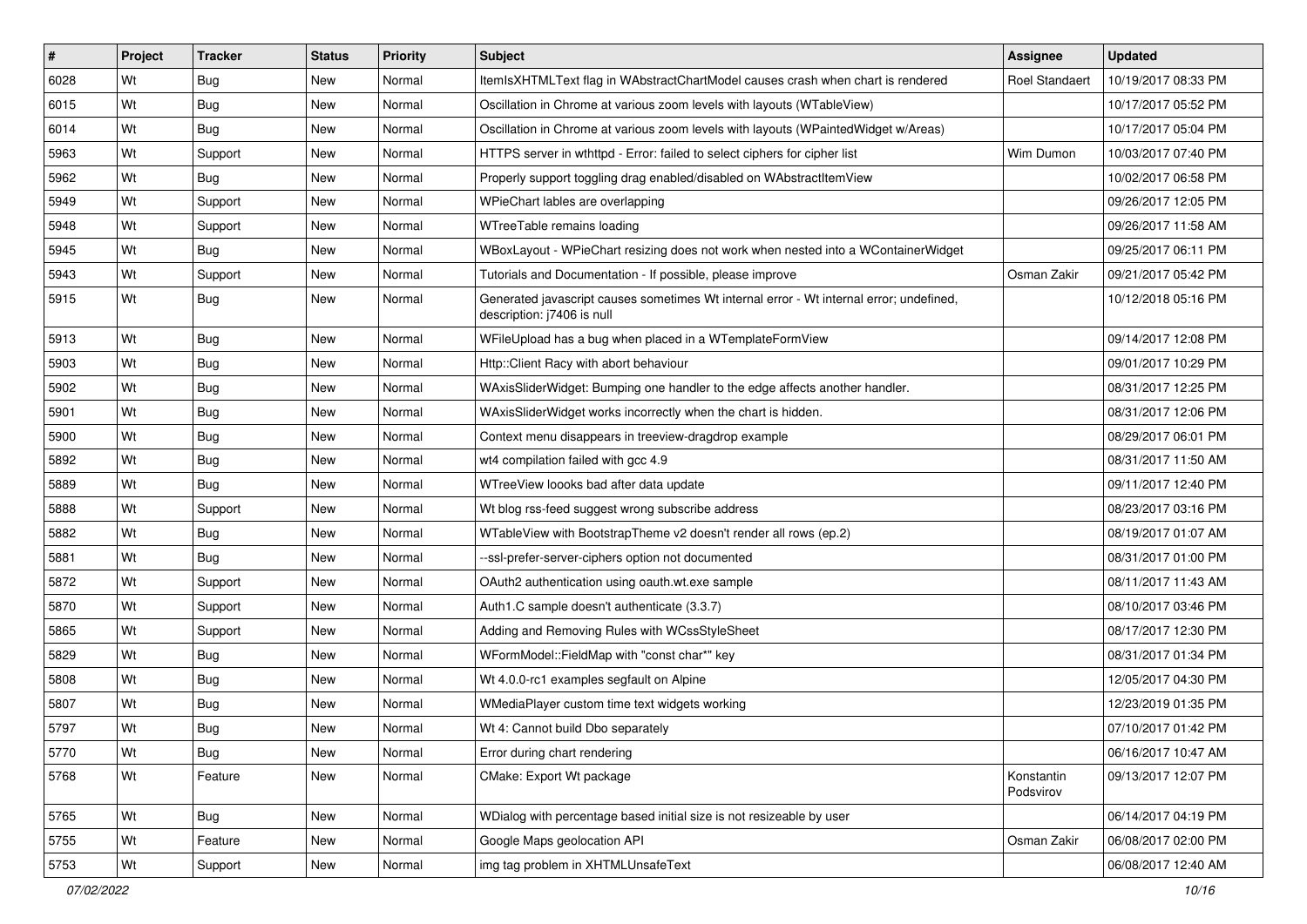| # | Project | Tracker | Status | Priority | Subject | Assignee | Updated |
|---|---|---|---|---|---|---|---|
| 6028 | Wt | Bug | New | Normal | ItemIsXHTMLText flag in WAbstractChartModel causes crash when chart is rendered | Roel Standaert | 10/19/2017 08:33 PM |
| 6015 | Wt | Bug | New | Normal | Oscillation in Chrome at various zoom levels with layouts (WTableView) | | 10/17/2017 05:52 PM |
| 6014 | Wt | Bug | New | Normal | Oscillation in Chrome at various zoom levels with layouts (WPaintedWidget w/Areas) | | 10/17/2017 05:04 PM |
| 5963 | Wt | Support | New | Normal | HTTPS server in wthttpd - Error: failed to select ciphers for cipher list | Wim Dumon | 10/03/2017 07:40 PM |
| 5962 | Wt | Bug | New | Normal | Properly support toggling drag enabled/disabled on WAbstractItemView | | 10/02/2017 06:58 PM |
| 5949 | Wt | Support | New | Normal | WPieChart lables are overlapping | | 09/26/2017 12:05 PM |
| 5948 | Wt | Support | New | Normal | WTreeTable remains loading | | 09/26/2017 11:58 AM |
| 5945 | Wt | Bug | New | Normal | WBoxLayout - WPieChart resizing does not work when nested into a WContainerWidget | | 09/25/2017 06:11 PM |
| 5943 | Wt | Support | New | Normal | Tutorials and Documentation - If possible, please improve | Osman Zakir | 09/21/2017 05:42 PM |
| 5915 | Wt | Bug | New | Normal | Generated javascript causes sometimes Wt internal error - Wt internal error; undefined, description: j7406 is null | | 10/12/2018 05:16 PM |
| 5913 | Wt | Bug | New | Normal | WFileUpload has a bug when placed in a WTemplateFormView | | 09/14/2017 12:08 PM |
| 5903 | Wt | Bug | New | Normal | Http::Client Racy with abort behaviour | | 09/01/2017 10:29 PM |
| 5902 | Wt | Bug | New | Normal | WAxisSliderWidget: Bumping one handler to the edge affects another handler. | | 08/31/2017 12:25 PM |
| 5901 | Wt | Bug | New | Normal | WAxisSliderWidget works incorrectly when the chart is hidden. | | 08/31/2017 12:06 PM |
| 5900 | Wt | Bug | New | Normal | Context menu disappears in treeview-dragdrop example | | 08/29/2017 06:01 PM |
| 5892 | Wt | Bug | New | Normal | wt4 compilation failed with gcc 4.9 | | 08/31/2017 11:50 AM |
| 5889 | Wt | Bug | New | Normal | WTreeView loooks bad after data update | | 09/11/2017 12:40 PM |
| 5888 | Wt | Support | New | Normal | Wt blog rss-feed suggest wrong subscribe address | | 08/23/2017 03:16 PM |
| 5882 | Wt | Bug | New | Normal | WTableView with BootstrapTheme v2 doesn't render all rows (ep.2) | | 08/19/2017 01:07 AM |
| 5881 | Wt | Bug | New | Normal | --ssl-prefer-server-ciphers option not documented | | 08/31/2017 01:00 PM |
| 5872 | Wt | Support | New | Normal | OAuth2 authentication using oauth.wt.exe sample | | 08/11/2017 11:43 AM |
| 5870 | Wt | Support | New | Normal | Auth1.C sample doesn't authenticate (3.3.7) | | 08/10/2017 03:46 PM |
| 5865 | Wt | Support | New | Normal | Adding and Removing Rules with WCssStyleSheet | | 08/17/2017 12:30 PM |
| 5829 | Wt | Bug | New | Normal | WFormModel::FieldMap with "const char*" key | | 08/31/2017 01:34 PM |
| 5808 | Wt | Bug | New | Normal | Wt 4.0.0-rc1 examples segfault on Alpine | | 12/05/2017 04:30 PM |
| 5807 | Wt | Bug | New | Normal | WMediaPlayer custom time text widgets working | | 12/23/2019 01:35 PM |
| 5797 | Wt | Bug | New | Normal | Wt 4: Cannot build Dbo separately | | 07/10/2017 01:42 PM |
| 5770 | Wt | Bug | New | Normal | Error during chart rendering | | 06/16/2017 10:47 AM |
| 5768 | Wt | Feature | New | Normal | CMake: Export Wt package | Konstantin Podsvirov | 09/13/2017 12:07 PM |
| 5765 | Wt | Bug | New | Normal | WDialog with percentage based initial size is not resizeable by user | | 06/14/2017 04:19 PM |
| 5755 | Wt | Feature | New | Normal | Google Maps geolocation API | Osman Zakir | 06/08/2017 02:00 PM |
| 5753 | Wt | Support | New | Normal | img tag problem in XHTMLUnsafeText | | 06/08/2017 12:40 AM |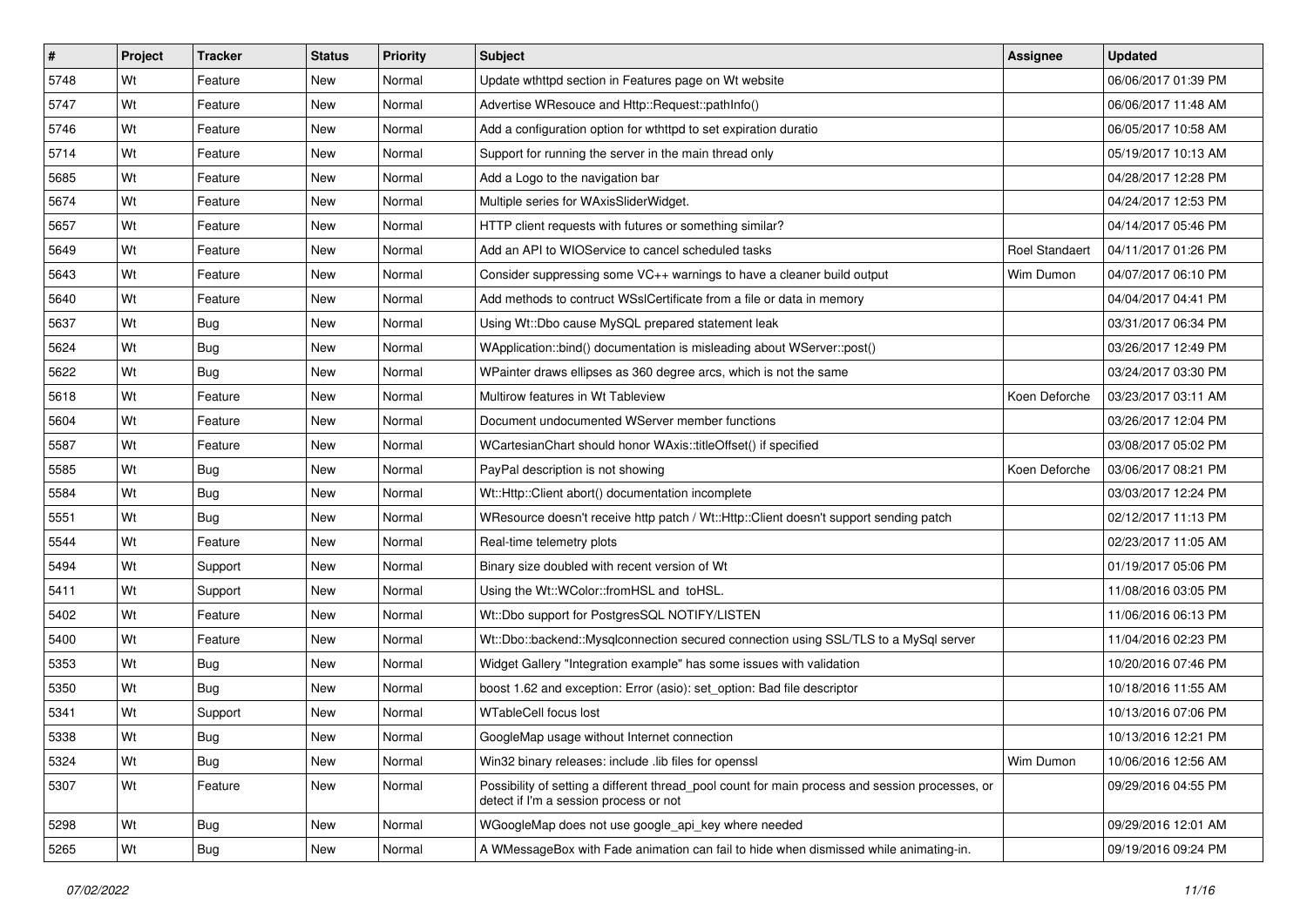| # | Project | Tracker | Status | Priority | Subject | Assignee | Updated |
|---|---|---|---|---|---|---|---|
| 5748 | Wt | Feature | New | Normal | Update wthttpd section in Features page on Wt website | | 06/06/2017 01:39 PM |
| 5747 | Wt | Feature | New | Normal | Advertise WResouce and Http::Request::pathInfo() | | 06/06/2017 11:48 AM |
| 5746 | Wt | Feature | New | Normal | Add a configuration option for wthttpd to set expiration duratio | | 06/05/2017 10:58 AM |
| 5714 | Wt | Feature | New | Normal | Support for running the server in the main thread only | | 05/19/2017 10:13 AM |
| 5685 | Wt | Feature | New | Normal | Add a Logo to the navigation bar | | 04/28/2017 12:28 PM |
| 5674 | Wt | Feature | New | Normal | Multiple series for WAxisSliderWidget. | | 04/24/2017 12:53 PM |
| 5657 | Wt | Feature | New | Normal | HTTP client requests with futures or something similar? | | 04/14/2017 05:46 PM |
| 5649 | Wt | Feature | New | Normal | Add an API to WIOService to cancel scheduled tasks | Roel Standaert | 04/11/2017 01:26 PM |
| 5643 | Wt | Feature | New | Normal | Consider suppressing some VC++ warnings to have a cleaner build output | Wim Dumon | 04/07/2017 06:10 PM |
| 5640 | Wt | Feature | New | Normal | Add methods to contruct WSslCertificate from a file or data in memory | | 04/04/2017 04:41 PM |
| 5637 | Wt | Bug | New | Normal | Using Wt::Dbo cause MySQL prepared statement leak | | 03/31/2017 06:34 PM |
| 5624 | Wt | Bug | New | Normal | WApplication::bind() documentation is misleading about WServer::post() | | 03/26/2017 12:49 PM |
| 5622 | Wt | Bug | New | Normal | WPainter draws ellipses as 360 degree arcs, which is not the same | | 03/24/2017 03:30 PM |
| 5618 | Wt | Feature | New | Normal | Multirow features in Wt Tableview | Koen Deforche | 03/23/2017 03:11 AM |
| 5604 | Wt | Feature | New | Normal | Document undocumented WServer member functions | | 03/26/2017 12:04 PM |
| 5587 | Wt | Feature | New | Normal | WCartesianChart should honor WAxis::titleOffset() if specified | | 03/08/2017 05:02 PM |
| 5585 | Wt | Bug | New | Normal | PayPal description is not showing | Koen Deforche | 03/06/2017 08:21 PM |
| 5584 | Wt | Bug | New | Normal | Wt::Http::Client abort() documentation incomplete | | 03/03/2017 12:24 PM |
| 5551 | Wt | Bug | New | Normal | WResource doesn't receive http patch / Wt::Http::Client doesn't support sending patch | | 02/12/2017 11:13 PM |
| 5544 | Wt | Feature | New | Normal | Real-time telemetry plots | | 02/23/2017 11:05 AM |
| 5494 | Wt | Support | New | Normal | Binary size doubled with recent version of Wt | | 01/19/2017 05:06 PM |
| 5411 | Wt | Support | New | Normal | Using the Wt::WColor::fromHSL and toHSL. | | 11/08/2016 03:05 PM |
| 5402 | Wt | Feature | New | Normal | Wt::Dbo support for PostgresSQL NOTIFY/LISTEN | | 11/06/2016 06:13 PM |
| 5400 | Wt | Feature | New | Normal | Wt::Dbo::backend::Mysqlconnection secured connection using SSL/TLS to a MySql server | | 11/04/2016 02:23 PM |
| 5353 | Wt | Bug | New | Normal | Widget Gallery "Integration example" has some issues with validation | | 10/20/2016 07:46 PM |
| 5350 | Wt | Bug | New | Normal | boost 1.62 and exception: Error (asio): set_option: Bad file descriptor | | 10/18/2016 11:55 AM |
| 5341 | Wt | Support | New | Normal | WTableCell focus lost | | 10/13/2016 07:06 PM |
| 5338 | Wt | Bug | New | Normal | GoogleMap usage without Internet connection | | 10/13/2016 12:21 PM |
| 5324 | Wt | Bug | New | Normal | Win32 binary releases: include .lib files for openssl | Wim Dumon | 10/06/2016 12:56 AM |
| 5307 | Wt | Feature | New | Normal | Possibility of setting a different thread_pool count for main process and session processes, or detect if I'm a session process or not | | 09/29/2016 04:55 PM |
| 5298 | Wt | Bug | New | Normal | WGoogleMap does not use google_api_key where needed | | 09/29/2016 12:01 AM |
| 5265 | Wt | Bug | New | Normal | A WMessageBox with Fade animation can fail to hide when dismissed while animating-in. | | 09/19/2016 09:24 PM |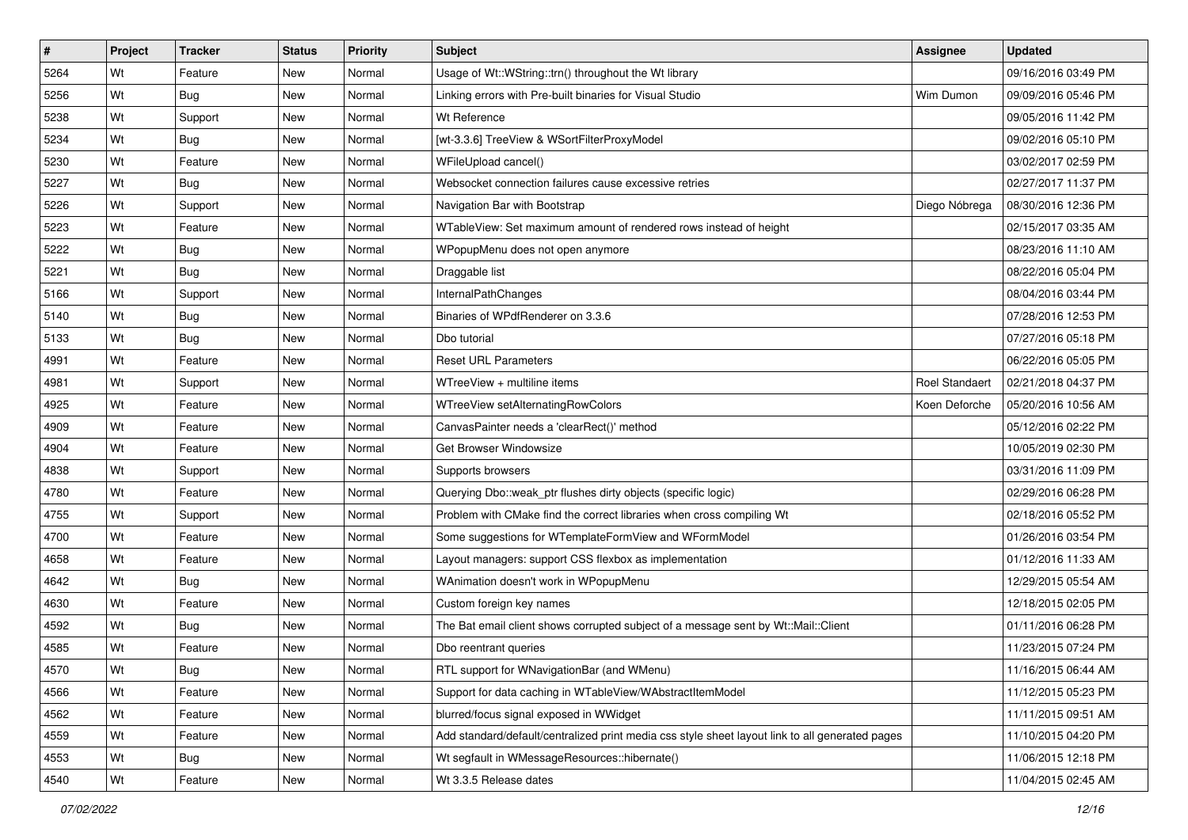| # | Project | Tracker | Status | Priority | Subject | Assignee | Updated |
|---|---|---|---|---|---|---|---|
| 5264 | Wt | Feature | New | Normal | Usage of Wt::WString::trn() throughout the Wt library | | 09/16/2016 03:49 PM |
| 5256 | Wt | Bug | New | Normal | Linking errors with Pre-built binaries for Visual Studio | Wim Dumon | 09/09/2016 05:46 PM |
| 5238 | Wt | Support | New | Normal | Wt Reference | | 09/05/2016 11:42 PM |
| 5234 | Wt | Bug | New | Normal | [wt-3.3.6] TreeView & WSortFilterProxyModel | | 09/02/2016 05:10 PM |
| 5230 | Wt | Feature | New | Normal | WFileUpload cancel() | | 03/02/2017 02:59 PM |
| 5227 | Wt | Bug | New | Normal | Websocket connection failures cause excessive retries | | 02/27/2017 11:37 PM |
| 5226 | Wt | Support | New | Normal | Navigation Bar with Bootstrap | Diego Nóbrega | 08/30/2016 12:36 PM |
| 5223 | Wt | Feature | New | Normal | WTableView: Set maximum amount of rendered rows instead of height | | 02/15/2017 03:35 AM |
| 5222 | Wt | Bug | New | Normal | WPopupMenu does not open anymore | | 08/23/2016 11:10 AM |
| 5221 | Wt | Bug | New | Normal | Draggable list | | 08/22/2016 05:04 PM |
| 5166 | Wt | Support | New | Normal | InternalPathChanges | | 08/04/2016 03:44 PM |
| 5140 | Wt | Bug | New | Normal | Binaries of WPdfRenderer on 3.3.6 | | 07/28/2016 12:53 PM |
| 5133 | Wt | Bug | New | Normal | Dbo tutorial | | 07/27/2016 05:18 PM |
| 4991 | Wt | Feature | New | Normal | Reset URL Parameters | | 06/22/2016 05:05 PM |
| 4981 | Wt | Support | New | Normal | WTreeView + multiline items | Roel Standaert | 02/21/2018 04:37 PM |
| 4925 | Wt | Feature | New | Normal | WTreeView setAlternatingRowColors | Koen Deforche | 05/20/2016 10:56 AM |
| 4909 | Wt | Feature | New | Normal | CanvasPainter needs a 'clearRect()' method | | 05/12/2016 02:22 PM |
| 4904 | Wt | Feature | New | Normal | Get Browser Windowsize | | 10/05/2019 02:30 PM |
| 4838 | Wt | Support | New | Normal | Supports browsers | | 03/31/2016 11:09 PM |
| 4780 | Wt | Feature | New | Normal | Querying Dbo::weak_ptr flushes dirty objects (specific logic) | | 02/29/2016 06:28 PM |
| 4755 | Wt | Support | New | Normal | Problem with CMake find the correct libraries when cross compiling Wt | | 02/18/2016 05:52 PM |
| 4700 | Wt | Feature | New | Normal | Some suggestions for WTemplateFormView and WFormModel | | 01/26/2016 03:54 PM |
| 4658 | Wt | Feature | New | Normal | Layout managers: support CSS flexbox as implementation | | 01/12/2016 11:33 AM |
| 4642 | Wt | Bug | New | Normal | WAnimation doesn't work in WPopupMenu | | 12/29/2015 05:54 AM |
| 4630 | Wt | Feature | New | Normal | Custom foreign key names | | 12/18/2015 02:05 PM |
| 4592 | Wt | Bug | New | Normal | The Bat email client shows corrupted subject of a message sent by Wt::Mail::Client | | 01/11/2016 06:28 PM |
| 4585 | Wt | Feature | New | Normal | Dbo reentrant queries | | 11/23/2015 07:24 PM |
| 4570 | Wt | Bug | New | Normal | RTL support for WNavigationBar (and WMenu) | | 11/16/2015 06:44 AM |
| 4566 | Wt | Feature | New | Normal | Support for data caching in WTableView/WAbstractItemModel | | 11/12/2015 05:23 PM |
| 4562 | Wt | Feature | New | Normal | blurred/focus signal exposed in WWidget | | 11/11/2015 09:51 AM |
| 4559 | Wt | Feature | New | Normal | Add standard/default/centralized print media css style sheet layout link to all generated pages | | 11/10/2015 04:20 PM |
| 4553 | Wt | Bug | New | Normal | Wt segfault in WMessageResources::hibernate() | | 11/06/2015 12:18 PM |
| 4540 | Wt | Feature | New | Normal | Wt 3.3.5 Release dates | | 11/04/2015 02:45 AM |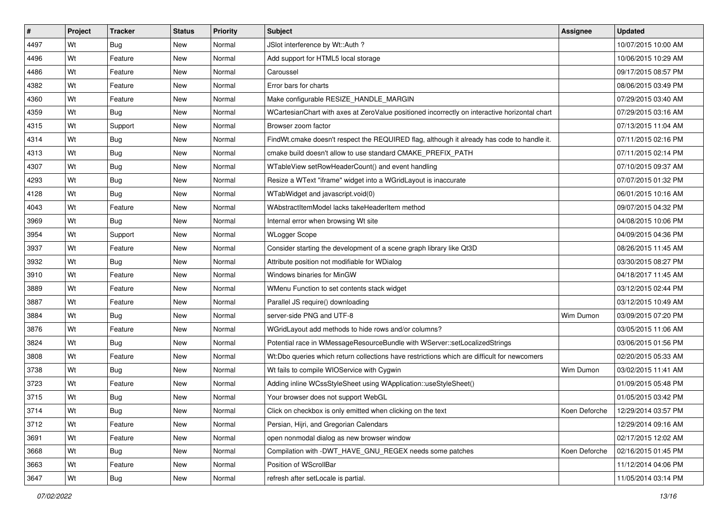| # | Project | Tracker | Status | Priority | Subject | Assignee | Updated |
|---|---|---|---|---|---|---|---|
| 4497 | Wt | Bug | New | Normal | JSlot interference by Wt::Auth ? | | 10/07/2015 10:00 AM |
| 4496 | Wt | Feature | New | Normal | Add support for HTML5 local storage | | 10/06/2015 10:29 AM |
| 4486 | Wt | Feature | New | Normal | Caroussel | | 09/17/2015 08:57 PM |
| 4382 | Wt | Feature | New | Normal | Error bars for charts | | 08/06/2015 03:49 PM |
| 4360 | Wt | Feature | New | Normal | Make configurable RESIZE_HANDLE_MARGIN | | 07/29/2015 03:40 AM |
| 4359 | Wt | Bug | New | Normal | WCartesianChart with axes at ZeroValue positioned incorrectly on interactive horizontal chart | | 07/29/2015 03:16 AM |
| 4315 | Wt | Support | New | Normal | Browser zoom factor | | 07/13/2015 11:04 AM |
| 4314 | Wt | Bug | New | Normal | FindWt.cmake doesn't respect the REQUIRED flag, although it already has code to handle it. | | 07/11/2015 02:16 PM |
| 4313 | Wt | Bug | New | Normal | cmake build doesn't allow to use standard CMAKE_PREFIX_PATH | | 07/11/2015 02:14 PM |
| 4307 | Wt | Bug | New | Normal | WTableView setRowHeaderCount() and event handling | | 07/10/2015 09:37 AM |
| 4293 | Wt | Bug | New | Normal | Resize a WText "iframe" widget into a WGridLayout is inaccurate | | 07/07/2015 01:32 PM |
| 4128 | Wt | Bug | New | Normal | WTabWidget and javascript.void(0) | | 06/01/2015 10:16 AM |
| 4043 | Wt | Feature | New | Normal | WAbstractItemModel lacks takeHeaderItem method | | 09/07/2015 04:32 PM |
| 3969 | Wt | Bug | New | Normal | Internal error when browsing Wt site | | 04/08/2015 10:06 PM |
| 3954 | Wt | Support | New | Normal | WLogger Scope | | 04/09/2015 04:36 PM |
| 3937 | Wt | Feature | New | Normal | Consider starting the development of a scene graph library like Qt3D | | 08/26/2015 11:45 AM |
| 3932 | Wt | Bug | New | Normal | Attribute position not modifiable for WDialog | | 03/30/2015 08:27 PM |
| 3910 | Wt | Feature | New | Normal | Windows binaries for MinGW | | 04/18/2017 11:45 AM |
| 3889 | Wt | Feature | New | Normal | WMenu Function to set contents stack widget | | 03/12/2015 02:44 PM |
| 3887 | Wt | Feature | New | Normal | Parallel JS require() downloading | | 03/12/2015 10:49 AM |
| 3884 | Wt | Bug | New | Normal | server-side PNG and UTF-8 | Wim Dumon | 03/09/2015 07:20 PM |
| 3876 | Wt | Feature | New | Normal | WGridLayout add methods to hide rows and/or columns? | | 03/05/2015 11:06 AM |
| 3824 | Wt | Bug | New | Normal | Potential race in WMessageResourceBundle with WServer::setLocalizedStrings | | 03/06/2015 01:56 PM |
| 3808 | Wt | Feature | New | Normal | Wt:Dbo queries which return collections have restrictions which are difficult for newcomers | | 02/20/2015 05:33 AM |
| 3738 | Wt | Bug | New | Normal | Wt fails to compile WIOService with Cygwin | Wim Dumon | 03/02/2015 11:41 AM |
| 3723 | Wt | Feature | New | Normal | Adding inline WCssStyleSheet using WApplication::useStyleSheet() | | 01/09/2015 05:48 PM |
| 3715 | Wt | Bug | New | Normal | Your browser does not support WebGL | | 01/05/2015 03:42 PM |
| 3714 | Wt | Bug | New | Normal | Click on checkbox is only emitted when clicking on the text | Koen Deforche | 12/29/2014 03:57 PM |
| 3712 | Wt | Feature | New | Normal | Persian, Hijri, and Gregorian Calendars | | 12/29/2014 09:16 AM |
| 3691 | Wt | Feature | New | Normal | open nonmodal dialog as new browser window | | 02/17/2015 12:02 AM |
| 3668 | Wt | Bug | New | Normal | Compilation with -DWT_HAVE_GNU_REGEX needs some patches | Koen Deforche | 02/16/2015 01:45 PM |
| 3663 | Wt | Feature | New | Normal | Position of WScrollBar | | 11/12/2014 04:06 PM |
| 3647 | Wt | Bug | New | Normal | refresh after setLocale is partial. | | 11/05/2014 03:14 PM |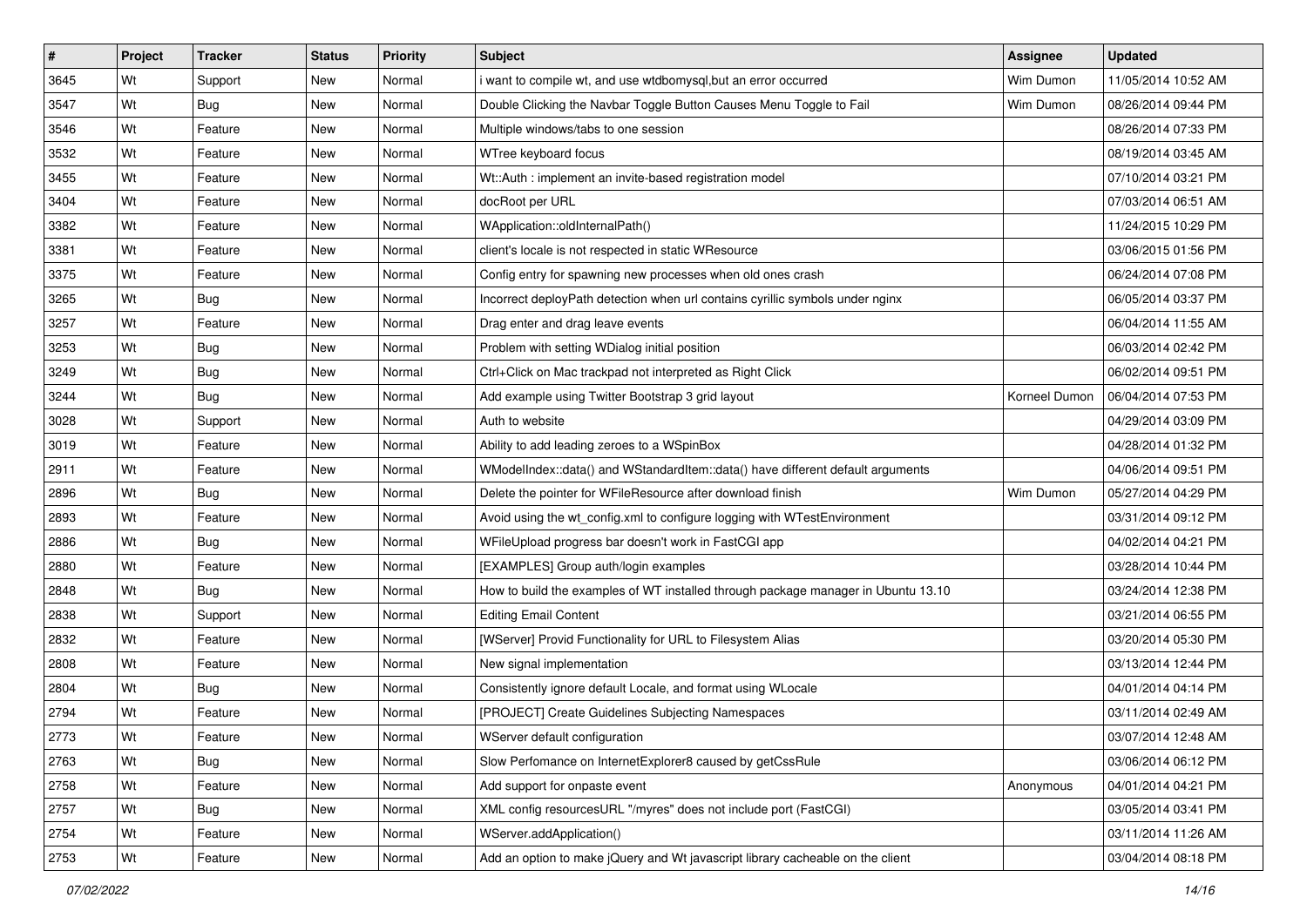| # | Project | Tracker | Status | Priority | Subject | Assignee | Updated |
|---|---|---|---|---|---|---|---|
| 3645 | Wt | Support | New | Normal | i want to compile wt, and use wtdbomysql,but an error occurred | Wim Dumon | 11/05/2014 10:52 AM |
| 3547 | Wt | Bug | New | Normal | Double Clicking the Navbar Toggle Button Causes Menu Toggle to Fail | Wim Dumon | 08/26/2014 09:44 PM |
| 3546 | Wt | Feature | New | Normal | Multiple windows/tabs to one session | | 08/26/2014 07:33 PM |
| 3532 | Wt | Feature | New | Normal | WTree keyboard focus | | 08/19/2014 03:45 AM |
| 3455 | Wt | Feature | New | Normal | Wt::Auth : implement an invite-based registration model | | 07/10/2014 03:21 PM |
| 3404 | Wt | Feature | New | Normal | docRoot per URL | | 07/03/2014 06:51 AM |
| 3382 | Wt | Feature | New | Normal | WApplication::oldInternalPath() | | 11/24/2015 10:29 PM |
| 3381 | Wt | Feature | New | Normal | client's locale is not respected in static WResource | | 03/06/2015 01:56 PM |
| 3375 | Wt | Feature | New | Normal | Config entry for spawning new processes when old ones crash | | 06/24/2014 07:08 PM |
| 3265 | Wt | Bug | New | Normal | Incorrect deployPath detection when url contains cyrillic symbols under nginx | | 06/05/2014 03:37 PM |
| 3257 | Wt | Feature | New | Normal | Drag enter and drag leave events | | 06/04/2014 11:55 AM |
| 3253 | Wt | Bug | New | Normal | Problem with setting WDialog initial position | | 06/03/2014 02:42 PM |
| 3249 | Wt | Bug | New | Normal | Ctrl+Click on Mac trackpad not interpreted as Right Click | | 06/02/2014 09:51 PM |
| 3244 | Wt | Bug | New | Normal | Add example using Twitter Bootstrap 3 grid layout | Korneel Dumon | 06/04/2014 07:53 PM |
| 3028 | Wt | Support | New | Normal | Auth to website | | 04/29/2014 03:09 PM |
| 3019 | Wt | Feature | New | Normal | Ability to add leading zeroes to a WSpinBox | | 04/28/2014 01:32 PM |
| 2911 | Wt | Feature | New | Normal | WModelIndex::data() and WStandardItem::data() have different default arguments | | 04/06/2014 09:51 PM |
| 2896 | Wt | Bug | New | Normal | Delete the pointer for WFileResource after download finish | Wim Dumon | 05/27/2014 04:29 PM |
| 2893 | Wt | Feature | New | Normal | Avoid using the wt_config.xml to configure logging with WTestEnvironment | | 03/31/2014 09:12 PM |
| 2886 | Wt | Bug | New | Normal | WFileUpload progress bar doesn't work in FastCGI app | | 04/02/2014 04:21 PM |
| 2880 | Wt | Feature | New | Normal | [EXAMPLES] Group auth/login examples | | 03/28/2014 10:44 PM |
| 2848 | Wt | Bug | New | Normal | How to build the examples of WT installed through package manager in Ubuntu 13.10 | | 03/24/2014 12:38 PM |
| 2838 | Wt | Support | New | Normal | Editing Email Content | | 03/21/2014 06:55 PM |
| 2832 | Wt | Feature | New | Normal | [WServer] Provid Functionality for URL to Filesystem Alias | | 03/20/2014 05:30 PM |
| 2808 | Wt | Feature | New | Normal | New signal implementation | | 03/13/2014 12:44 PM |
| 2804 | Wt | Bug | New | Normal | Consistently ignore default Locale, and format using WLocale | | 04/01/2014 04:14 PM |
| 2794 | Wt | Feature | New | Normal | [PROJECT] Create Guidelines Subjecting Namespaces | | 03/11/2014 02:49 AM |
| 2773 | Wt | Feature | New | Normal | WServer default configuration | | 03/07/2014 12:48 AM |
| 2763 | Wt | Bug | New | Normal | Slow Perfomance on InternetExplorer8 caused by getCssRule | | 03/06/2014 06:12 PM |
| 2758 | Wt | Feature | New | Normal | Add support for onpaste event | Anonymous | 04/01/2014 04:21 PM |
| 2757 | Wt | Bug | New | Normal | XML config resourcesURL "/myres" does not include port (FastCGI) | | 03/05/2014 03:41 PM |
| 2754 | Wt | Feature | New | Normal | WServer.addApplication() | | 03/11/2014 11:26 AM |
| 2753 | Wt | Feature | New | Normal | Add an option to make jQuery and Wt javascript library cacheable on the client | | 03/04/2014 08:18 PM |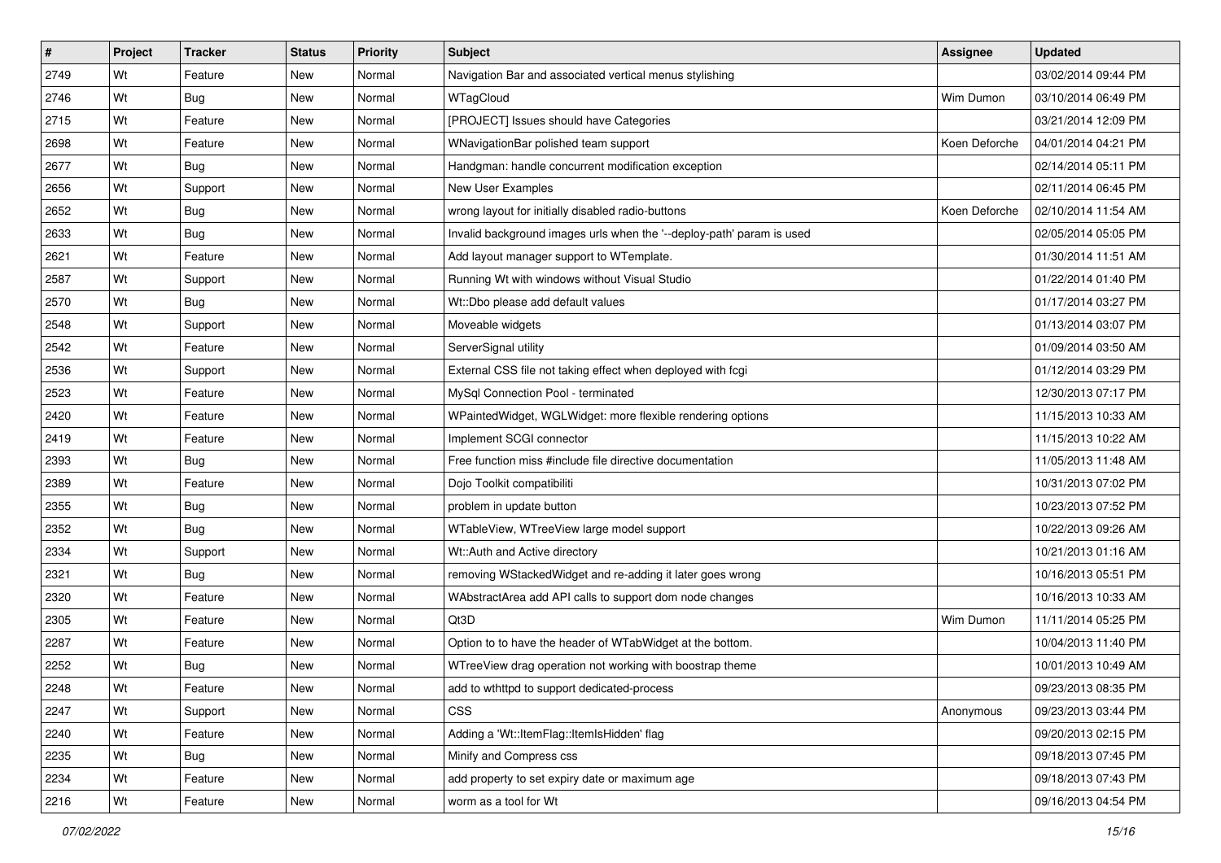| # | Project | Tracker | Status | Priority | Subject | Assignee | Updated |
|---|---|---|---|---|---|---|---|
| 2749 | Wt | Feature | New | Normal | Navigation Bar and associated vertical menus stylishing | | 03/02/2014 09:44 PM |
| 2746 | Wt | Bug | New | Normal | WTagCloud | Wim Dumon | 03/10/2014 06:49 PM |
| 2715 | Wt | Feature | New | Normal | [PROJECT] Issues should have Categories | | 03/21/2014 12:09 PM |
| 2698 | Wt | Feature | New | Normal | WNavigationBar polished team support | Koen Deforche | 04/01/2014 04:21 PM |
| 2677 | Wt | Bug | New | Normal | Handgman: handle concurrent modification exception | | 02/14/2014 05:11 PM |
| 2656 | Wt | Support | New | Normal | New User Examples | | 02/11/2014 06:45 PM |
| 2652 | Wt | Bug | New | Normal | wrong layout for initially disabled radio-buttons | Koen Deforche | 02/10/2014 11:54 AM |
| 2633 | Wt | Bug | New | Normal | Invalid background images urls when the '--deploy-path' param is used | | 02/05/2014 05:05 PM |
| 2621 | Wt | Feature | New | Normal | Add layout manager support to WTemplate. | | 01/30/2014 11:51 AM |
| 2587 | Wt | Support | New | Normal | Running Wt with windows without Visual Studio | | 01/22/2014 01:40 PM |
| 2570 | Wt | Bug | New | Normal | Wt::Dbo please add default values | | 01/17/2014 03:27 PM |
| 2548 | Wt | Support | New | Normal | Moveable widgets | | 01/13/2014 03:07 PM |
| 2542 | Wt | Feature | New | Normal | ServerSignal utility | | 01/09/2014 03:50 AM |
| 2536 | Wt | Support | New | Normal | External CSS file not taking effect when deployed with fcgi | | 01/12/2014 03:29 PM |
| 2523 | Wt | Feature | New | Normal | MySql Connection Pool - terminated | | 12/30/2013 07:17 PM |
| 2420 | Wt | Feature | New | Normal | WPaintedWidget, WGLWidget: more flexible rendering options | | 11/15/2013 10:33 AM |
| 2419 | Wt | Feature | New | Normal | Implement SCGI connector | | 11/15/2013 10:22 AM |
| 2393 | Wt | Bug | New | Normal | Free function miss #include file directive documentation | | 11/05/2013 11:48 AM |
| 2389 | Wt | Feature | New | Normal | Dojo Toolkit compatibiliti | | 10/31/2013 07:02 PM |
| 2355 | Wt | Bug | New | Normal | problem in update button | | 10/23/2013 07:52 PM |
| 2352 | Wt | Bug | New | Normal | WTableView, WTreeView large model support | | 10/22/2013 09:26 AM |
| 2334 | Wt | Support | New | Normal | Wt::Auth and Active directory | | 10/21/2013 01:16 AM |
| 2321 | Wt | Bug | New | Normal | removing WStackedWidget and re-adding it later goes wrong | | 10/16/2013 05:51 PM |
| 2320 | Wt | Feature | New | Normal | WAbstractArea add API calls to support dom node changes | | 10/16/2013 10:33 AM |
| 2305 | Wt | Feature | New | Normal | Qt3D | Wim Dumon | 11/11/2014 05:25 PM |
| 2287 | Wt | Feature | New | Normal | Option to to have the header of WTabWidget at the bottom. | | 10/04/2013 11:40 PM |
| 2252 | Wt | Bug | New | Normal | WTreeView drag operation not working with boostrap theme | | 10/01/2013 10:49 AM |
| 2248 | Wt | Feature | New | Normal | add to wthttpd to support dedicated-process | | 09/23/2013 08:35 PM |
| 2247 | Wt | Support | New | Normal | CSS | Anonymous | 09/23/2013 03:44 PM |
| 2240 | Wt | Feature | New | Normal | Adding a 'Wt::ItemFlag::ItemIsHidden' flag | | 09/20/2013 02:15 PM |
| 2235 | Wt | Bug | New | Normal | Minify and Compress css | | 09/18/2013 07:45 PM |
| 2234 | Wt | Feature | New | Normal | add property to set expiry date or maximum age | | 09/18/2013 07:43 PM |
| 2216 | Wt | Feature | New | Normal | worm as a tool for Wt | | 09/16/2013 04:54 PM |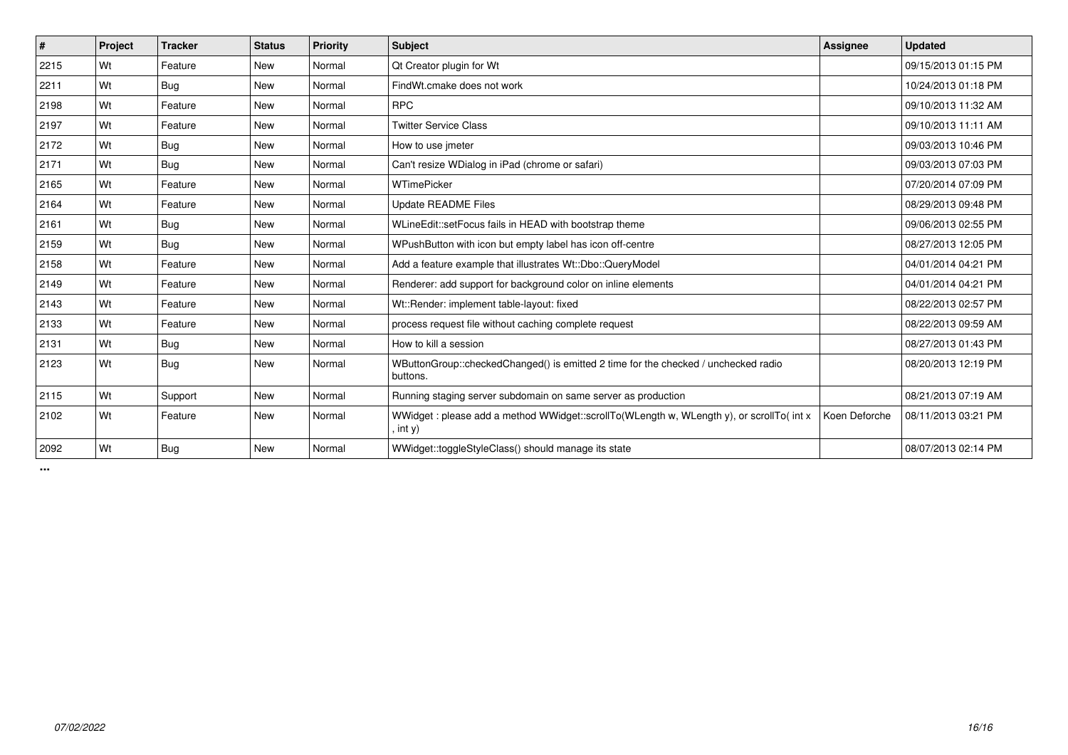| # | Project | Tracker | Status | Priority | Subject | Assignee | Updated |
| --- | --- | --- | --- | --- | --- | --- | --- |
| 2215 | Wt | Feature | New | Normal | Qt Creator plugin for Wt | | 09/15/2013 01:15 PM |
| 2211 | Wt | Bug | New | Normal | FindWt.cmake does not work | | 10/24/2013 01:18 PM |
| 2198 | Wt | Feature | New | Normal | RPC | | 09/10/2013 11:32 AM |
| 2197 | Wt | Feature | New | Normal | Twitter Service Class | | 09/10/2013 11:11 AM |
| 2172 | Wt | Bug | New | Normal | How to use jmeter | | 09/03/2013 10:46 PM |
| 2171 | Wt | Bug | New | Normal | Can't resize WDialog in iPad (chrome or safari) | | 09/03/2013 07:03 PM |
| 2165 | Wt | Feature | New | Normal | WTimePicker | | 07/20/2014 07:09 PM |
| 2164 | Wt | Feature | New | Normal | Update README Files | | 08/29/2013 09:48 PM |
| 2161 | Wt | Bug | New | Normal | WLineEdit::setFocus fails in HEAD with bootstrap theme | | 09/06/2013 02:55 PM |
| 2159 | Wt | Bug | New | Normal | WPushButton with icon but empty label has icon off-centre | | 08/27/2013 12:05 PM |
| 2158 | Wt | Feature | New | Normal | Add a feature example that illustrates Wt::Dbo::QueryModel | | 04/01/2014 04:21 PM |
| 2149 | Wt | Feature | New | Normal | Renderer: add support for background color on inline elements | | 04/01/2014 04:21 PM |
| 2143 | Wt | Feature | New | Normal | Wt::Render: implement table-layout: fixed | | 08/22/2013 02:57 PM |
| 2133 | Wt | Feature | New | Normal | process request file without caching complete request | | 08/22/2013 09:59 AM |
| 2131 | Wt | Bug | New | Normal | How to kill a session | | 08/27/2013 01:43 PM |
| 2123 | Wt | Bug | New | Normal | WButtonGroup::checkedChanged() is emitted 2 time for the checked / unchecked radio buttons. | | 08/20/2013 12:19 PM |
| 2115 | Wt | Support | New | Normal | Running staging server subdomain on same server as production | | 08/21/2013 07:19 AM |
| 2102 | Wt | Feature | New | Normal | WWidget : please add a method WWidget::scrollTo(WLength w, WLength y), or scrollTo( int x , int y) | Koen Deforche | 08/11/2013 03:21 PM |
| 2092 | Wt | Bug | New | Normal | WWidget::toggleStyleClass() should manage its state | | 08/07/2013 02:14 PM |

...